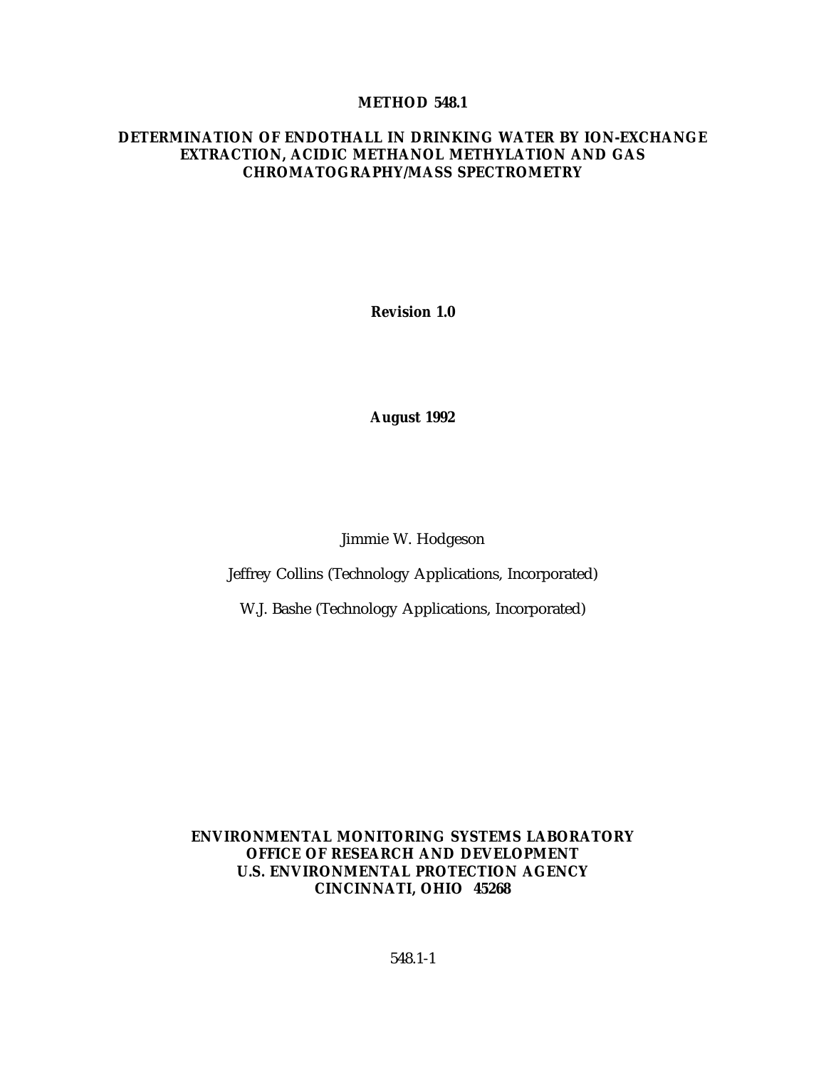# METHOD 548.1

## DETERMINATION OF ENDOTHALL IN DRINKING WATER BY ION-EXCHANGE EXTRACTION, ACIDIC METHANOL METHYLATION AND GAS CHROMATOGRAPHY/MASS SPECTROMETRY

**Revision 1.0**

**August 1992**

Jimmie W. Hodgeson

Jeffrey Collins (Technology Applications, Incorporated)

W.J. Bashe (Technology Applications, Incorporated)

**ENVIRONMENTAL MONITORING SYSTEMS LABORATORY**
**OFFICE OF RESEARCH AND DEVELOPMENT**
**U.S. ENVIRONMENTAL PROTECTION AGENCY**
**CINCINNATI, OHIO 45268**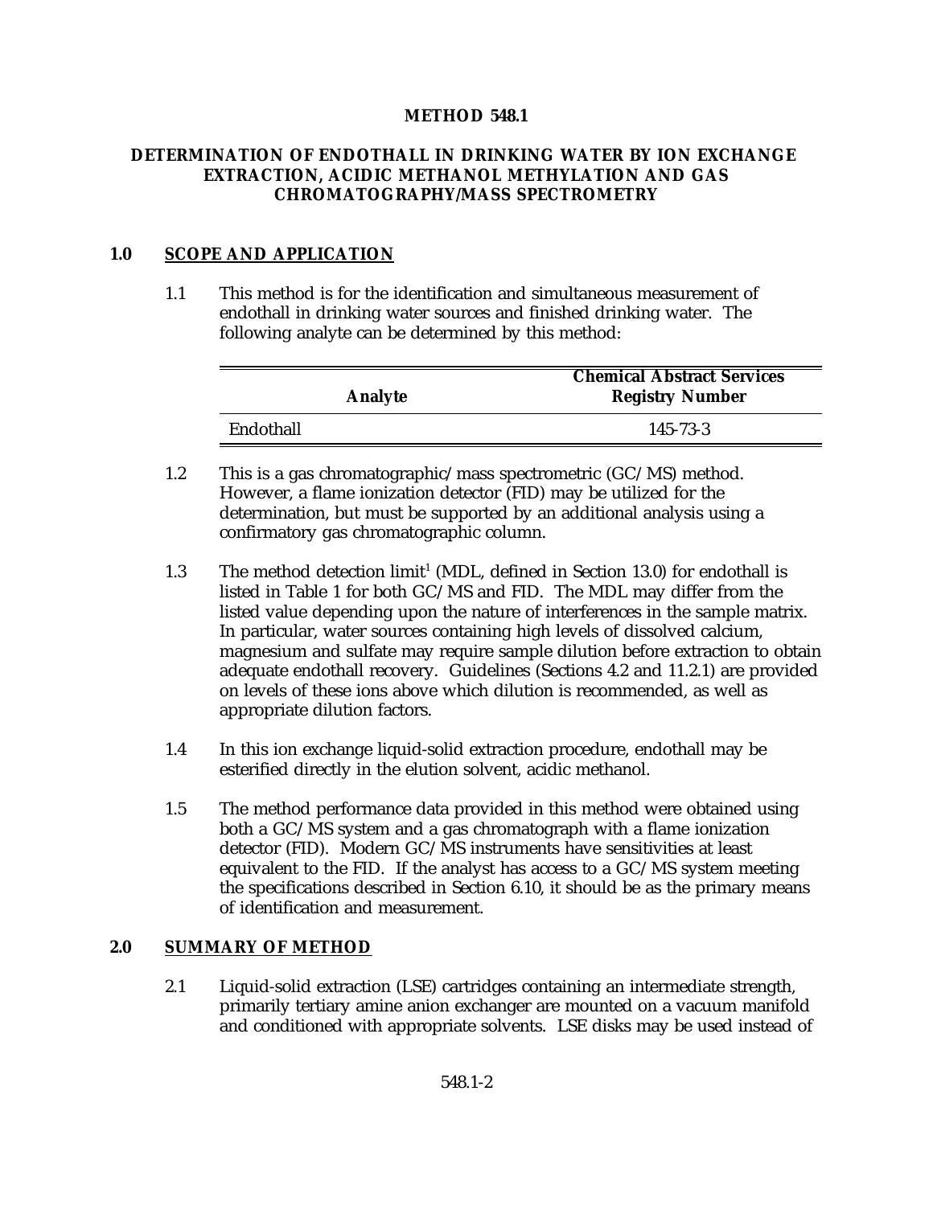# METHOD 548.1

## DETERMINATION OF ENDOTHALL IN DRINKING WATER BY ION EXCHANGE EXTRACTION, ACIDIC METHANOL METHYLATION AND GAS CHROMATOGRAPHY/MASS SPECTROMETRY

## 1.0 SCOPE AND APPLICATION

1.1 This method is for the identification and simultaneous measurement of endothall in drinking water sources and finished drinking water. The following analyte can be determined by this method:

| Analyte | Chemical Abstract Services Registry Number |
|---|---|
| Endothall | 145-73-3 |

1.2 This is a gas chromatographic/mass spectrometric (GC/MS) method. However, a flame ionization detector (FID) may be utilized for the determination, but must be supported by an additional analysis using a confirmatory gas chromatographic column.

1.3 The method detection limit[1] (MDL, defined in Section 13.0) for endothall is listed in Table 1 for both GC/MS and FID. The MDL may differ from the listed value depending upon the nature of interferences in the sample matrix. In particular, water sources containing high levels of dissolved calcium, magnesium and sulfate may require sample dilution before extraction to obtain adequate endothall recovery. Guidelines (Sections 4.2 and 11.2.1) are provided on levels of these ions above which dilution is recommended, as well as appropriate dilution factors.

1.4 In this ion exchange liquid-solid extraction procedure, endothall may be esterified directly in the elution solvent, acidic methanol.

1.5 The method performance data provided in this method were obtained using both a GC/MS system and a gas chromatograph with a flame ionization detector (FID). Modern GC/MS instruments have sensitivities at least equivalent to the FID. If the analyst has access to a GC/MS system meeting the specifications described in Section 6.10, it should be as the primary means of identification and measurement.

## 2.0 SUMMARY OF METHOD

2.1 Liquid-solid extraction (LSE) cartridges containing an intermediate strength, primarily tertiary amine anion exchanger are mounted on a vacuum manifold and conditioned with appropriate solvents. LSE disks may be used instead of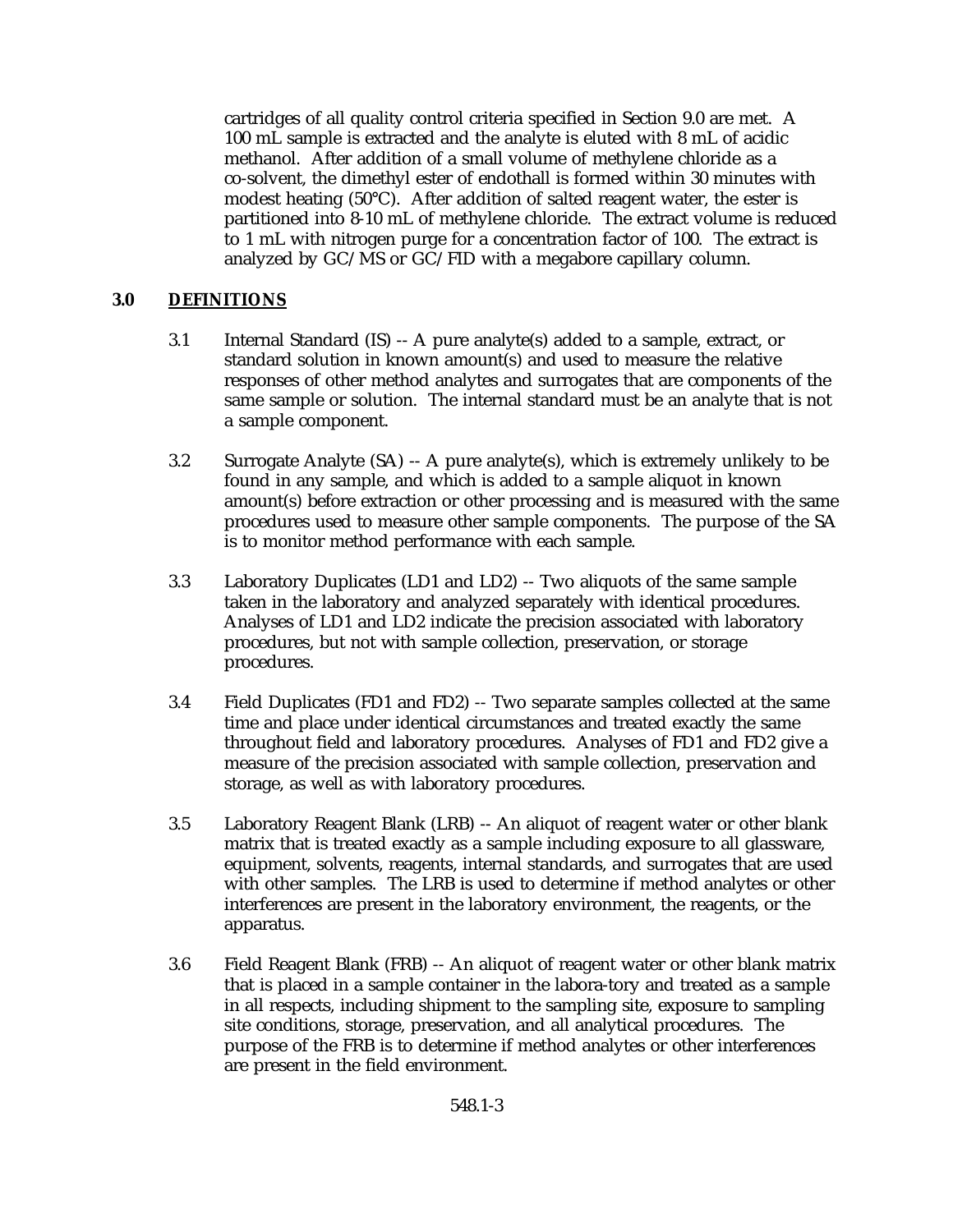cartridges of all quality control criteria specified in Section 9.0 are met. A 100 mL sample is extracted and the analyte is eluted with 8 mL of acidic methanol. After addition of a small volume of methylene chloride as a co-solvent, the dimethyl ester of endothall is formed within 30 minutes with modest heating (50°C). After addition of salted reagent water, the ester is partitioned into 8-10 mL of methylene chloride. The extract volume is reduced to 1 mL with nitrogen purge for a concentration factor of 100. The extract is analyzed by GC/MS or GC/FID with a megabore capillary column.

## 3.0 DEFINITIONS

3.1 Internal Standard (IS) -- A pure analyte(s) added to a sample, extract, or standard solution in known amount(s) and used to measure the relative responses of other method analytes and surrogates that are components of the same sample or solution. The internal standard must be an analyte that is not a sample component.

3.2 Surrogate Analyte (SA) -- A pure analyte(s), which is extremely unlikely to be found in any sample, and which is added to a sample aliquot in known amount(s) before extraction or other processing and is measured with the same procedures used to measure other sample components. The purpose of the SA is to monitor method performance with each sample.

3.3 Laboratory Duplicates (LD1 and LD2) -- Two aliquots of the same sample taken in the laboratory and analyzed separately with identical procedures. Analyses of LD1 and LD2 indicate the precision associated with laboratory procedures, but not with sample collection, preservation, or storage procedures.

3.4 Field Duplicates (FD1 and FD2) -- Two separate samples collected at the same time and place under identical circumstances and treated exactly the same throughout field and laboratory procedures. Analyses of FD1 and FD2 give a measure of the precision associated with sample collection, preservation and storage, as well as with laboratory procedures.

3.5 Laboratory Reagent Blank (LRB) -- An aliquot of reagent water or other blank matrix that is treated exactly as a sample including exposure to all glassware, equipment, solvents, reagents, internal standards, and surrogates that are used with other samples. The LRB is used to determine if method analytes or other interferences are present in the laboratory environment, the reagents, or the apparatus.

3.6 Field Reagent Blank (FRB) -- An aliquot of reagent water or other blank matrix that is placed in a sample container in the labora-tory and treated as a sample in all respects, including shipment to the sampling site, exposure to sampling site conditions, storage, preservation, and all analytical procedures. The purpose of the FRB is to determine if method analytes or other interferences are present in the field environment.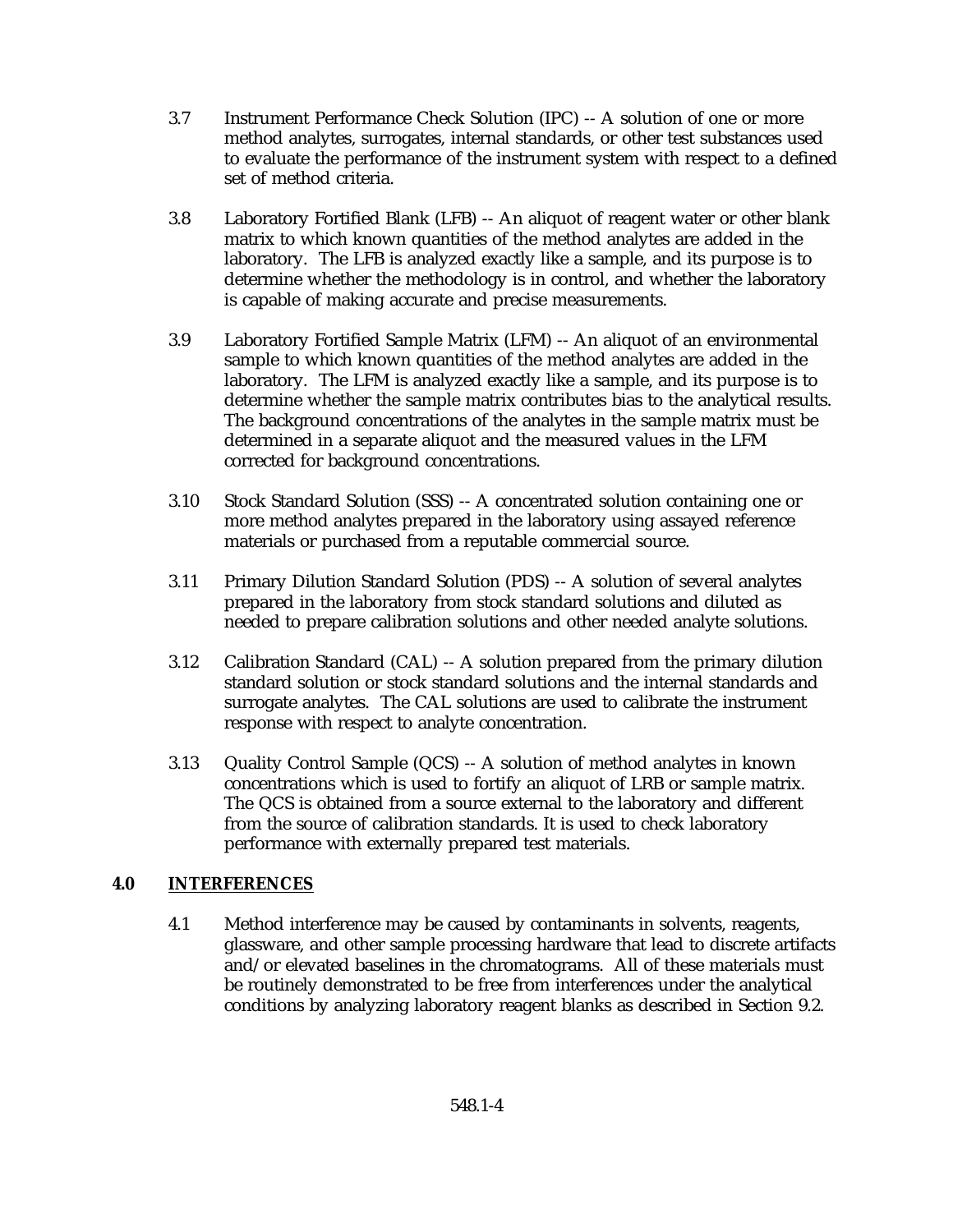3.7 Instrument Performance Check Solution (IPC) -- A solution of one or more method analytes, surrogates, internal standards, or other test substances used to evaluate the performance of the instrument system with respect to a defined set of method criteria.

3.8 Laboratory Fortified Blank (LFB) -- An aliquot of reagent water or other blank matrix to which known quantities of the method analytes are added in the laboratory. The LFB is analyzed exactly like a sample, and its purpose is to determine whether the methodology is in control, and whether the laboratory is capable of making accurate and precise measurements.

3.9 Laboratory Fortified Sample Matrix (LFM) -- An aliquot of an environmental sample to which known quantities of the method analytes are added in the laboratory. The LFM is analyzed exactly like a sample, and its purpose is to determine whether the sample matrix contributes bias to the analytical results. The background concentrations of the analytes in the sample matrix must be determined in a separate aliquot and the measured values in the LFM corrected for background concentrations.

3.10 Stock Standard Solution (SSS) -- A concentrated solution containing one or more method analytes prepared in the laboratory using assayed reference materials or purchased from a reputable commercial source.

3.11 Primary Dilution Standard Solution (PDS) -- A solution of several analytes prepared in the laboratory from stock standard solutions and diluted as needed to prepare calibration solutions and other needed analyte solutions.

3.12 Calibration Standard (CAL) -- A solution prepared from the primary dilution standard solution or stock standard solutions and the internal standards and surrogate analytes. The CAL solutions are used to calibrate the instrument response with respect to analyte concentration.

3.13 Quality Control Sample (QCS) -- A solution of method analytes in known concentrations which is used to fortify an aliquot of LRB or sample matrix. The QCS is obtained from a source external to the laboratory and different from the source of calibration standards. It is used to check laboratory performance with externally prepared test materials.

## 4.0 INTERFERENCES

4.1 Method interference may be caused by contaminants in solvents, reagents, glassware, and other sample processing hardware that lead to discrete artifacts and/or elevated baselines in the chromatograms. All of these materials must be routinely demonstrated to be free from interferences under the analytical conditions by analyzing laboratory reagent blanks as described in Section 9.2.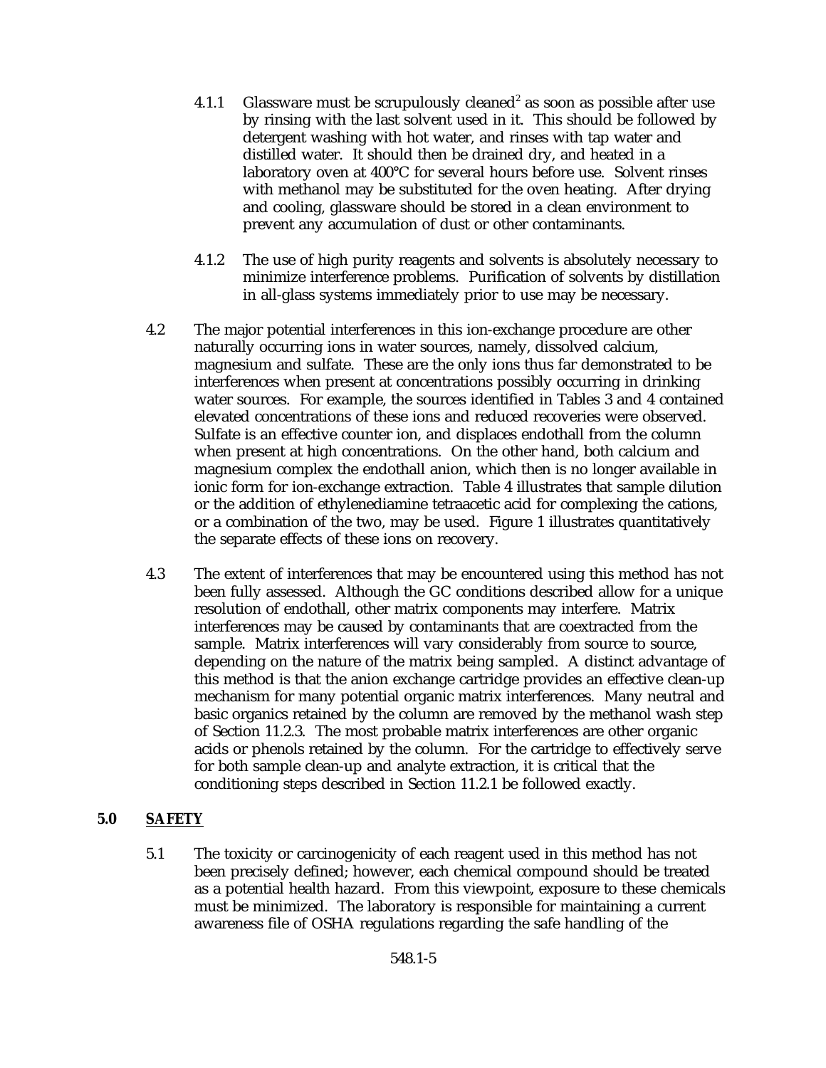4.1.1 Glassware must be scrupulously cleaned[2] as soon as possible after use by rinsing with the last solvent used in it. This should be followed by detergent washing with hot water, and rinses with tap water and distilled water. It should then be drained dry, and heated in a laboratory oven at 400°C for several hours before use. Solvent rinses with methanol may be substituted for the oven heating. After drying and cooling, glassware should be stored in a clean environment to prevent any accumulation of dust or other contaminants.

4.1.2 The use of high purity reagents and solvents is absolutely necessary to minimize interference problems. Purification of solvents by distillation in all-glass systems immediately prior to use may be necessary.

4.2 The major potential interferences in this ion-exchange procedure are other naturally occurring ions in water sources, namely, dissolved calcium, magnesium and sulfate. These are the only ions thus far demonstrated to be interferences when present at concentrations possibly occurring in drinking water sources. For example, the sources identified in Tables 3 and 4 contained elevated concentrations of these ions and reduced recoveries were observed. Sulfate is an effective counter ion, and displaces endothall from the column when present at high concentrations. On the other hand, both calcium and magnesium complex the endothall anion, which then is no longer available in ionic form for ion-exchange extraction. Table 4 illustrates that sample dilution or the addition of ethylenediamine tetraacetic acid for complexing the cations, or a combination of the two, may be used. Figure 1 illustrates quantitatively the separate effects of these ions on recovery.

4.3 The extent of interferences that may be encountered using this method has not been fully assessed. Although the GC conditions described allow for a unique resolution of endothall, other matrix components may interfere. Matrix interferences may be caused by contaminants that are coextracted from the sample. Matrix interferences will vary considerably from source to source, depending on the nature of the matrix being sampled. A distinct advantage of this method is that the anion exchange cartridge provides an effective clean-up mechanism for many potential organic matrix interferences. Many neutral and basic organics retained by the column are removed by the methanol wash step of Section 11.2.3. The most probable matrix interferences are other organic acids or phenols retained by the column. For the cartridge to effectively serve for both sample clean-up and analyte extraction, it is critical that the conditioning steps described in Section 11.2.1 be followed exactly.

## 5.0 SAFETY

5.1 The toxicity or carcinogenicity of each reagent used in this method has not been precisely defined; however, each chemical compound should be treated as a potential health hazard. From this viewpoint, exposure to these chemicals must be minimized. The laboratory is responsible for maintaining a current awareness file of OSHA regulations regarding the safe handling of the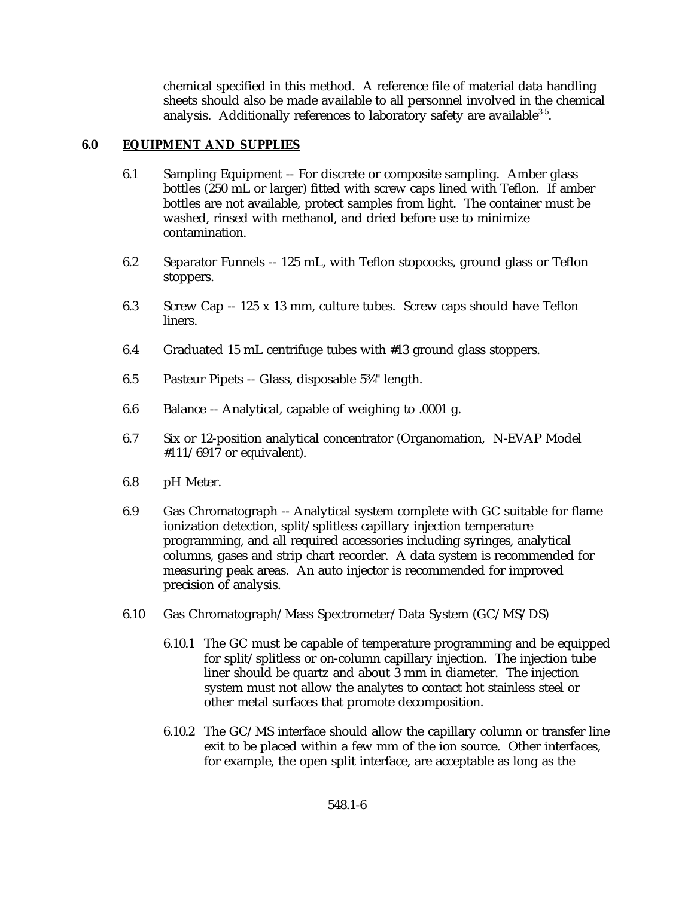chemical specified in this method. A reference file of material data handling sheets should also be made available to all personnel involved in the chemical analysis. Additionally references to laboratory safety are available[3-5].

## 6.0 EQUIPMENT AND SUPPLIES

6.1 Sampling Equipment -- For discrete or composite sampling. Amber glass bottles (250 mL or larger) fitted with screw caps lined with Teflon. If amber bottles are not available, protect samples from light. The container must be washed, rinsed with methanol, and dried before use to minimize contamination.

6.2 Separator Funnels -- 125 mL, with Teflon stopcocks, ground glass or Teflon stoppers.

6.3 Screw Cap -- 125 x 13 mm, culture tubes. Screw caps should have Teflon liners.

6.4 Graduated 15 mL centrifuge tubes with #13 ground glass stoppers.

6.5 Pasteur Pipets -- Glass, disposable 5¾" length.

6.6 Balance -- Analytical, capable of weighing to .0001 g.

6.7 Six or 12-position analytical concentrator (Organomation, N-EVAP Model #111/6917 or equivalent).

6.8 pH Meter.

6.9 Gas Chromatograph -- Analytical system complete with GC suitable for flame ionization detection, split/splitless capillary injection temperature programming, and all required accessories including syringes, analytical columns, gases and strip chart recorder. A data system is recommended for measuring peak areas. An auto injector is recommended for improved precision of analysis.

6.10 Gas Chromatograph/Mass Spectrometer/Data System (GC/MS/DS)

6.10.1 The GC must be capable of temperature programming and be equipped for split/splitless or on-column capillary injection. The injection tube liner should be quartz and about 3 mm in diameter. The injection system must not allow the analytes to contact hot stainless steel or other metal surfaces that promote decomposition.

6.10.2 The GC/MS interface should allow the capillary column or transfer line exit to be placed within a few mm of the ion source. Other interfaces, for example, the open split interface, are acceptable as long as the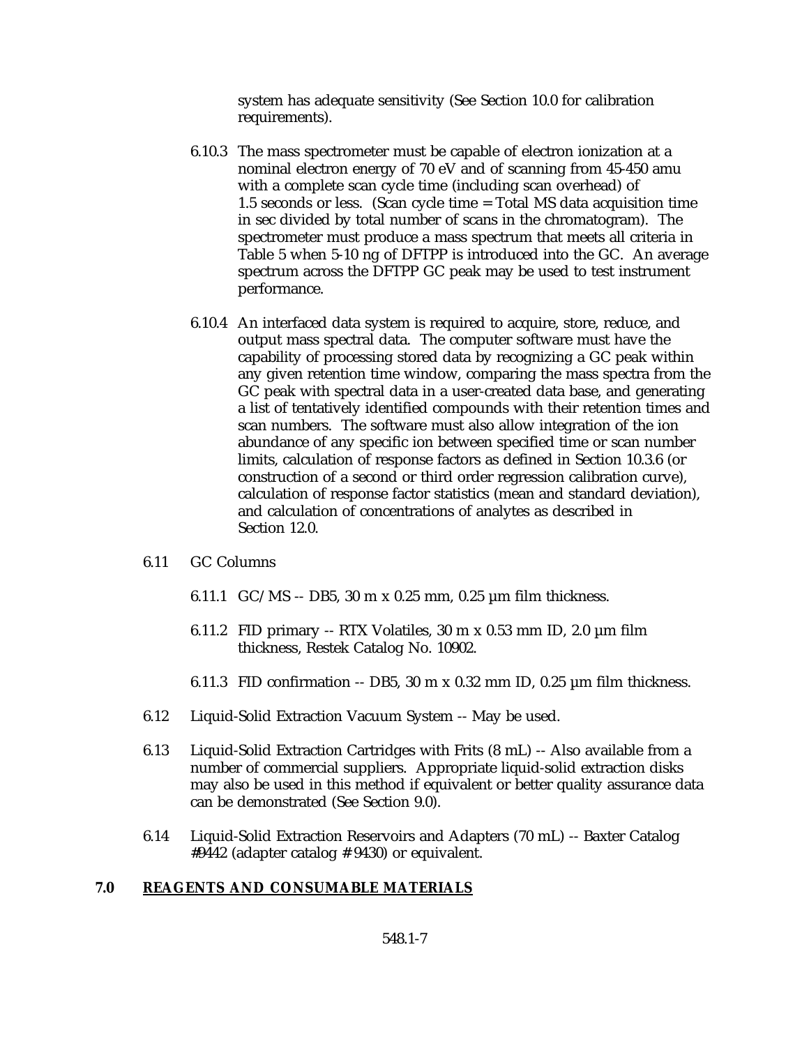system has adequate sensitivity (See Section 10.0 for calibration requirements).

6.10.3 The mass spectrometer must be capable of electron ionization at a nominal electron energy of 70 eV and of scanning from 45-450 amu with a complete scan cycle time (including scan overhead) of 1.5 seconds or less. (Scan cycle time = Total MS data acquisition time in sec divided by total number of scans in the chromatogram). The spectrometer must produce a mass spectrum that meets all criteria in Table 5 when 5-10 ng of DFTPP is introduced into the GC. An average spectrum across the DFTPP GC peak may be used to test instrument performance.

6.10.4 An interfaced data system is required to acquire, store, reduce, and output mass spectral data. The computer software must have the capability of processing stored data by recognizing a GC peak within any given retention time window, comparing the mass spectra from the GC peak with spectral data in a user-created data base, and generating a list of tentatively identified compounds with their retention times and scan numbers. The software must also allow integration of the ion abundance of any specific ion between specified time or scan number limits, calculation of response factors as defined in Section 10.3.6 (or construction of a second or third order regression calibration curve), calculation of response factor statistics (mean and standard deviation), and calculation of concentrations of analytes as described in Section 12.0.

6.11 GC Columns

6.11.1 GC/MS -- DB5, 30 m x 0.25 mm, 0.25 µm film thickness.

6.11.2 FID primary -- RTX Volatiles, 30 m x 0.53 mm ID, 2.0 µm film thickness, Restek Catalog No. 10902.

6.11.3 FID confirmation -- DB5, 30 m x 0.32 mm ID, 0.25 µm film thickness.

6.12 Liquid-Solid Extraction Vacuum System -- May be used.

6.13 Liquid-Solid Extraction Cartridges with Frits (8 mL) -- Also available from a number of commercial suppliers. Appropriate liquid-solid extraction disks may also be used in this method if equivalent or better quality assurance data can be demonstrated (See Section 9.0).

6.14 Liquid-Solid Extraction Reservoirs and Adapters (70 mL) -- Baxter Catalog #9442 (adapter catalog # 9430) or equivalent.

## 7.0 **REAGENTS AND CONSUMABLE MATERIALS**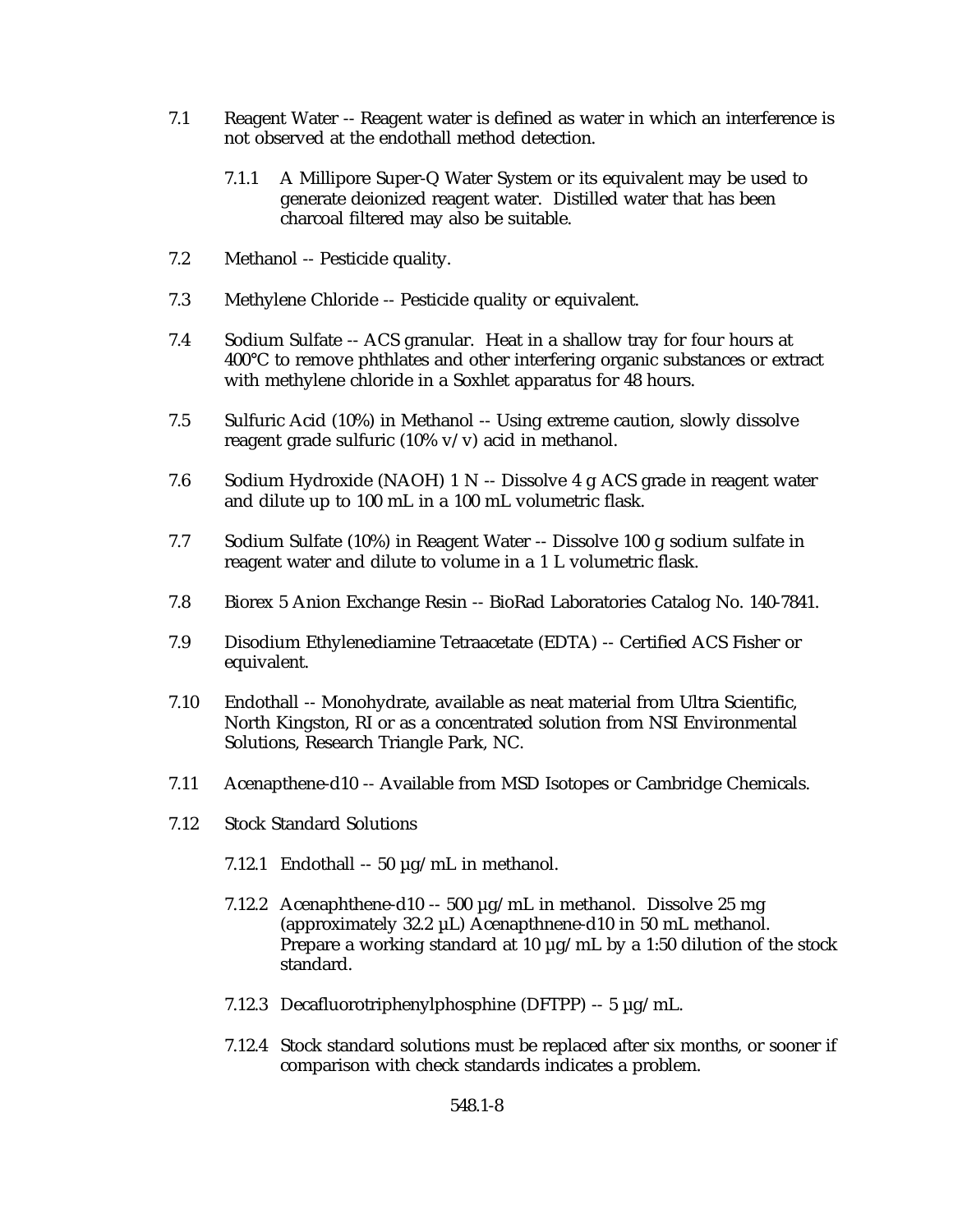7.1 Reagent Water -- Reagent water is defined as water in which an interference is not observed at the endothall method detection.

7.1.1 A Millipore Super-Q Water System or its equivalent may be used to generate deionized reagent water. Distilled water that has been charcoal filtered may also be suitable.

7.2 Methanol -- Pesticide quality.

7.3 Methylene Chloride -- Pesticide quality or equivalent.

7.4 Sodium Sulfate -- ACS granular. Heat in a shallow tray for four hours at 400°C to remove phthlates and other interfering organic substances or extract with methylene chloride in a Soxhlet apparatus for 48 hours.

7.5 Sulfuric Acid (10%) in Methanol -- Using extreme caution, slowly dissolve reagent grade sulfuric (10% v/v) acid in methanol.

7.6 Sodium Hydroxide (NAOH) 1 N -- Dissolve 4 g ACS grade in reagent water and dilute up to 100 mL in a 100 mL volumetric flask.

7.7 Sodium Sulfate (10%) in Reagent Water -- Dissolve 100 g sodium sulfate in reagent water and dilute to volume in a 1 L volumetric flask.

7.8 Biorex 5 Anion Exchange Resin -- BioRad Laboratories Catalog No. 140-7841.

7.9 Disodium Ethylenediamine Tetraacetate (EDTA) -- Certified ACS Fisher or equivalent.

7.10 Endothall -- Monohydrate, available as neat material from Ultra Scientific, North Kingston, RI or as a concentrated solution from NSI Environmental Solutions, Research Triangle Park, NC.

7.11 Acenapthene-d10 -- Available from MSD Isotopes or Cambridge Chemicals.

7.12 Stock Standard Solutions

7.12.1 Endothall -- 50 µg/mL in methanol.

7.12.2 Acenaphthene-d10 -- 500 µg/mL in methanol. Dissolve 25 mg (approximately 32.2 µL) Acenapthnene-d10 in 50 mL methanol. Prepare a working standard at 10 µg/mL by a 1:50 dilution of the stock standard.

7.12.3 Decafluorotriphenylphosphine (DFTPP) -- 5 µg/mL.

7.12.4 Stock standard solutions must be replaced after six months, or sooner if comparison with check standards indicates a problem.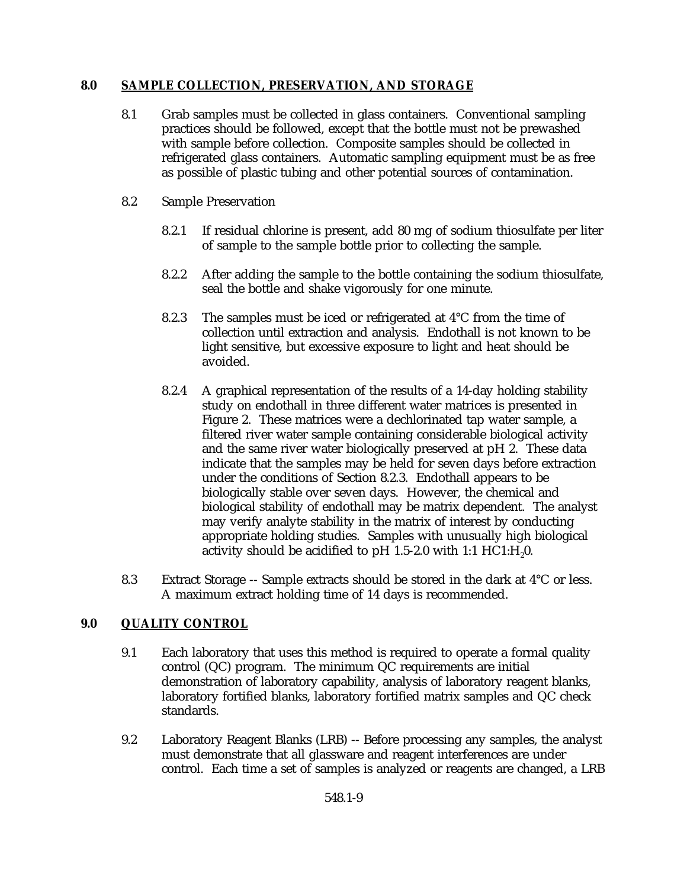## 8.0 SAMPLE COLLECTION, PRESERVATION, AND STORAGE

8.1 Grab samples must be collected in glass containers. Conventional sampling practices should be followed, except that the bottle must not be prewashed with sample before collection. Composite samples should be collected in refrigerated glass containers. Automatic sampling equipment must be as free as possible of plastic tubing and other potential sources of contamination.

8.2 Sample Preservation

8.2.1 If residual chlorine is present, add 80 mg of sodium thiosulfate per liter of sample to the sample bottle prior to collecting the sample.

8.2.2 After adding the sample to the bottle containing the sodium thiosulfate, seal the bottle and shake vigorously for one minute.

8.2.3 The samples must be iced or refrigerated at 4°C from the time of collection until extraction and analysis. Endothall is not known to be light sensitive, but excessive exposure to light and heat should be avoided.

8.2.4 A graphical representation of the results of a 14-day holding stability study on endothall in three different water matrices is presented in Figure 2. These matrices were a dechlorinated tap water sample, a filtered river water sample containing considerable biological activity and the same river water biologically preserved at pH 2. These data indicate that the samples may be held for seven days before extraction under the conditions of Section 8.2.3. Endothall appears to be biologically stable over seven days. However, the chemical and biological stability of endothall may be matrix dependent. The analyst may verify analyte stability in the matrix of interest by conducting appropriate holding studies. Samples with unusually high biological activity should be acidified to pH 1.5-2.0 with 1:1 $HC1:H_20$.

8.3 Extract Storage -- Sample extracts should be stored in the dark at 4°C or less. A maximum extract holding time of 14 days is recommended.

## 9.0 QUALITY CONTROL

9.1 Each laboratory that uses this method is required to operate a formal quality control (QC) program. The minimum QC requirements are initial demonstration of laboratory capability, analysis of laboratory reagent blanks, laboratory fortified blanks, laboratory fortified matrix samples and QC check standards.

9.2 Laboratory Reagent Blanks (LRB) -- Before processing any samples, the analyst must demonstrate that all glassware and reagent interferences are under control. Each time a set of samples is analyzed or reagents are changed, a LRB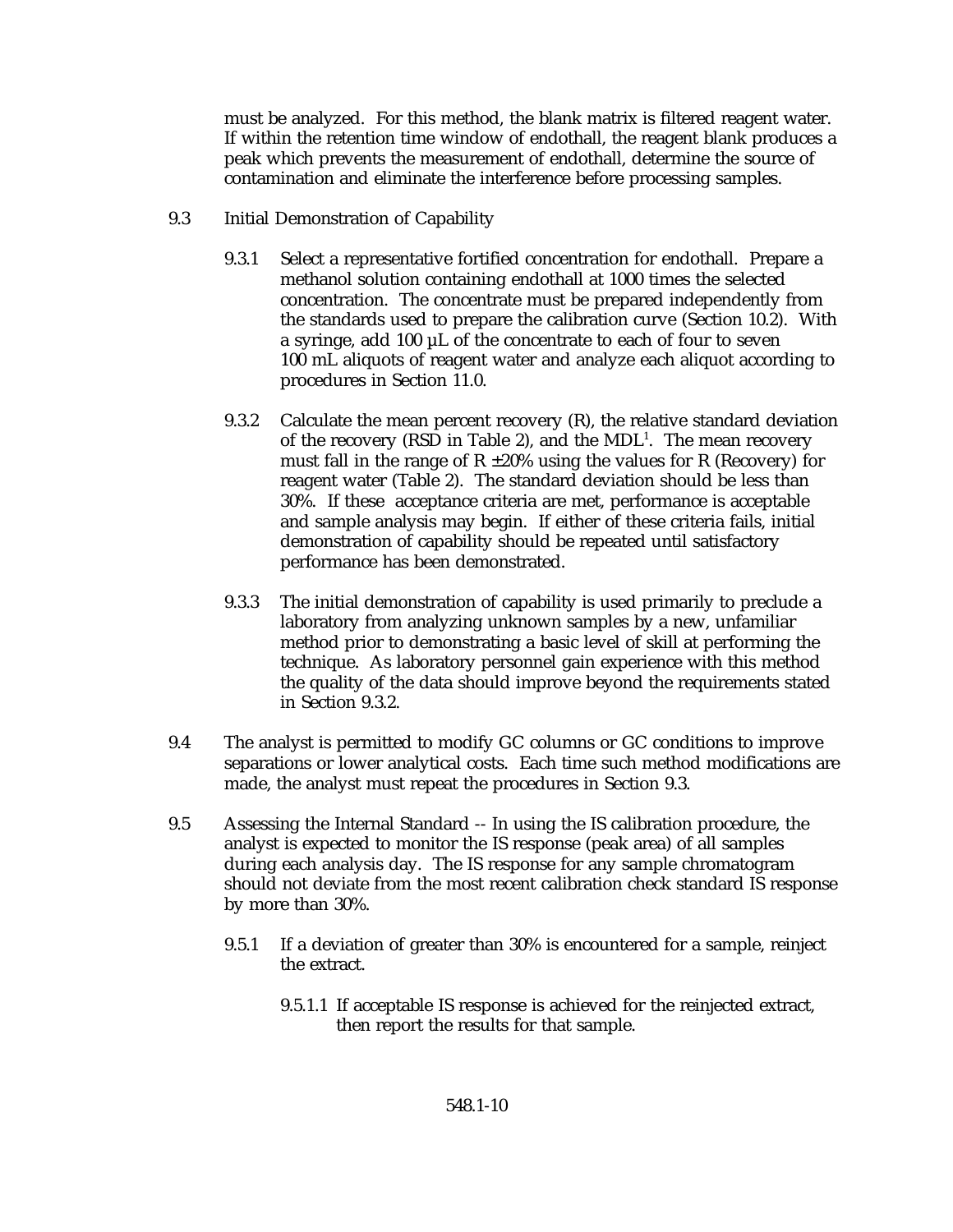must be analyzed. For this method, the blank matrix is filtered reagent water. If within the retention time window of endothall, the reagent blank produces a peak which prevents the measurement of endothall, determine the source of contamination and eliminate the interference before processing samples.

9.3 Initial Demonstration of Capability

9.3.1 Select a representative fortified concentration for endothall. Prepare a methanol solution containing endothall at 1000 times the selected concentration. The concentrate must be prepared independently from the standards used to prepare the calibration curve (Section 10.2). With a syringe, add 100 µL of the concentrate to each of four to seven 100 mL aliquots of reagent water and analyze each aliquot according to procedures in Section 11.0.

9.3.2 Calculate the mean percent recovery (R), the relative standard deviation of the recovery (RSD in Table 2), and the MDL[1]. The mean recovery must fall in the range of R ±20% using the values for R (Recovery) for reagent water (Table 2). The standard deviation should be less than 30%. If these acceptance criteria are met, performance is acceptable and sample analysis may begin. If either of these criteria fails, initial demonstration of capability should be repeated until satisfactory performance has been demonstrated.

9.3.3 The initial demonstration of capability is used primarily to preclude a laboratory from analyzing unknown samples by a new, unfamiliar method prior to demonstrating a basic level of skill at performing the technique. As laboratory personnel gain experience with this method the quality of the data should improve beyond the requirements stated in Section 9.3.2.

9.4 The analyst is permitted to modify GC columns or GC conditions to improve separations or lower analytical costs. Each time such method modifications are made, the analyst must repeat the procedures in Section 9.3.

9.5 Assessing the Internal Standard -- In using the IS calibration procedure, the analyst is expected to monitor the IS response (peak area) of all samples during each analysis day. The IS response for any sample chromatogram should not deviate from the most recent calibration check standard IS response by more than 30%.

9.5.1 If a deviation of greater than 30% is encountered for a sample, reinject the extract.

9.5.1.1 If acceptable IS response is achieved for the reinjected extract, then report the results for that sample.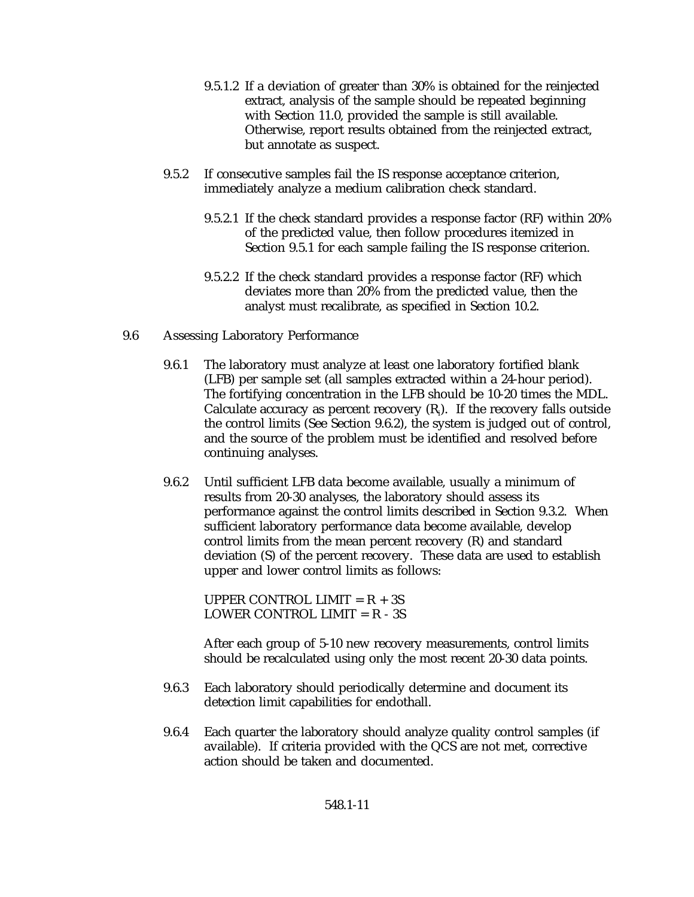9.5.1.2 If a deviation of greater than 30% is obtained for the reinjected extract, analysis of the sample should be repeated beginning with Section 11.0, provided the sample is still available. Otherwise, report results obtained from the reinjected extract, but annotate as suspect.

9.5.2 If consecutive samples fail the IS response acceptance criterion, immediately analyze a medium calibration check standard.

9.5.2.1 If the check standard provides a response factor (RF) within 20% of the predicted value, then follow procedures itemized in Section 9.5.1 for each sample failing the IS response criterion.

9.5.2.2 If the check standard provides a response factor (RF) which deviates more than 20% from the predicted value, then the analyst must recalibrate, as specified in Section 10.2.

9.6 Assessing Laboratory Performance

9.6.1 The laboratory must analyze at least one laboratory fortified blank (LFB) per sample set (all samples extracted within a 24-hour period). The fortifying concentration in the LFB should be 10-20 times the MDL. Calculate accuracy as percent recovery ($R_i$). If the recovery falls outside the control limits (See Section 9.6.2), the system is judged out of control, and the source of the problem must be identified and resolved before continuing analyses.

9.6.2 Until sufficient LFB data become available, usually a minimum of results from 20-30 analyses, the laboratory should assess its performance against the control limits described in Section 9.3.2. When sufficient laboratory performance data become available, develop control limits from the mean percent recovery (R) and standard deviation (S) of the percent recovery. These data are used to establish upper and lower control limits as follows:

UPPER CONTROL LIMIT = R + 3S
LOWER CONTROL LIMIT = R - 3S

After each group of 5-10 new recovery measurements, control limits should be recalculated using only the most recent 20-30 data points.

9.6.3 Each laboratory should periodically determine and document its detection limit capabilities for endothall.

9.6.4 Each quarter the laboratory should analyze quality control samples (if available). If criteria provided with the QCS are not met, corrective action should be taken and documented.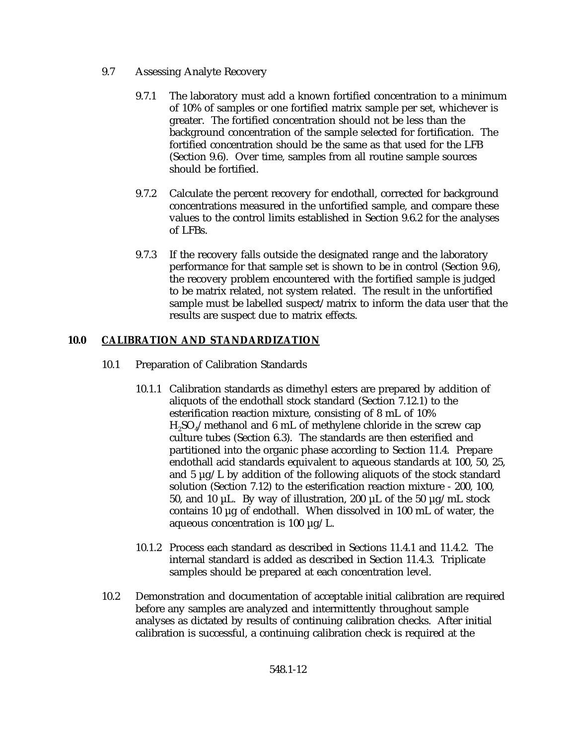9.7 Assessing Analyte Recovery

9.7.1 The laboratory must add a known fortified concentration to a minimum of 10% of samples or one fortified matrix sample per set, whichever is greater. The fortified concentration should not be less than the background concentration of the sample selected for fortification. The fortified concentration should be the same as that used for the LFB (Section 9.6). Over time, samples from all routine sample sources should be fortified.

9.7.2 Calculate the percent recovery for endothall, corrected for background concentrations measured in the unfortified sample, and compare these values to the control limits established in Section 9.6.2 for the analyses of LFBs.

9.7.3 If the recovery falls outside the designated range and the laboratory performance for that sample set is shown to be in control (Section 9.6), the recovery problem encountered with the fortified sample is judged to be matrix related, not system related. The result in the unfortified sample must be labelled suspect/matrix to inform the data user that the results are suspect due to matrix effects.

## 10.0 CALIBRATION AND STANDARDIZATION

10.1 Preparation of Calibration Standards

10.1.1 Calibration standards as dimethyl esters are prepared by addition of aliquots of the endothall stock standard (Section 7.12.1) to the esterification reaction mixture, consisting of 8 mL of 10% $H_2SO_4$/methanol and 6 mL of methylene chloride in the screw cap culture tubes (Section 6.3). The standards are then esterified and partitioned into the organic phase according to Section 11.4. Prepare endothall acid standards equivalent to aqueous standards at 100, 50, 25, and 5 µg/L by addition of the following aliquots of the stock standard solution (Section 7.12) to the esterification reaction mixture - 200, 100, 50, and 10 µL. By way of illustration, 200 µL of the 50 µg/mL stock contains 10 µg of endothall. When dissolved in 100 mL of water, the aqueous concentration is 100 µg/L.

10.1.2 Process each standard as described in Sections 11.4.1 and 11.4.2. The internal standard is added as described in Section 11.4.3. Triplicate samples should be prepared at each concentration level.

10.2 Demonstration and documentation of acceptable initial calibration are required before any samples are analyzed and intermittently throughout sample analyses as dictated by results of continuing calibration checks. After initial calibration is successful, a continuing calibration check is required at the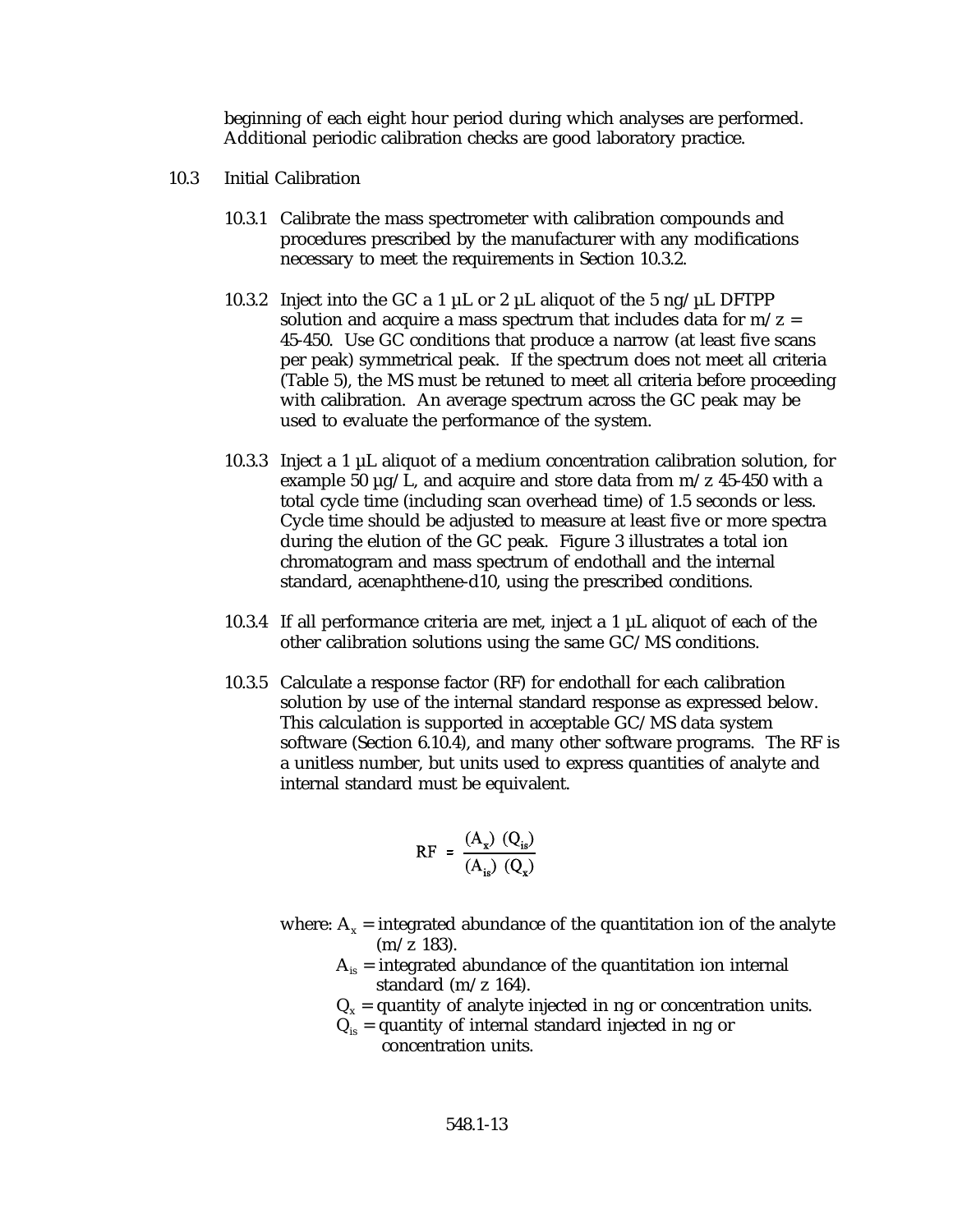beginning of each eight hour period during which analyses are performed. Additional periodic calibration checks are good laboratory practice.

10.3 Initial Calibration

10.3.1 Calibrate the mass spectrometer with calibration compounds and procedures prescribed by the manufacturer with any modifications necessary to meet the requirements in Section 10.3.2.

10.3.2 Inject into the GC a 1 µL or 2 µL aliquot of the 5 ng/µL DFTPP solution and acquire a mass spectrum that includes data for m/z = 45-450. Use GC conditions that produce a narrow (at least five scans per peak) symmetrical peak. If the spectrum does not meet all criteria (Table 5), the MS must be retuned to meet all criteria before proceeding with calibration. An average spectrum across the GC peak may be used to evaluate the performance of the system.

10.3.3 Inject a 1 µL aliquot of a medium concentration calibration solution, for example 50 µg/L, and acquire and store data from m/z 45-450 with a total cycle time (including scan overhead time) of 1.5 seconds or less. Cycle time should be adjusted to measure at least five or more spectra during the elution of the GC peak. Figure 3 illustrates a total ion chromatogram and mass spectrum of endothall and the internal standard, acenaphthene-d10, using the prescribed conditions.

10.3.4 If all performance criteria are met, inject a 1 µL aliquot of each of the other calibration solutions using the same GC/MS conditions.

10.3.5 Calculate a response factor (RF) for endothall for each calibration solution by use of the internal standard response as expressed below. This calculation is supported in acceptable GC/MS data system software (Section 6.10.4), and many other software programs. The RF is a unitless number, but units used to express quantities of analyte and internal standard must be equivalent.

$$RF = \frac{(A_x)\ (Q_{is})}{(A_{is})\ (Q_x)}$$

where: $A_x$ = integrated abundance of the quantitation ion of the analyte (m/z 183).

$A_{is}$ = integrated abundance of the quantitation ion internal standard (m/z 164).

$Q_x$ = quantity of analyte injected in ng or concentration units.

$Q_{is}$ = quantity of internal standard injected in ng or concentration units.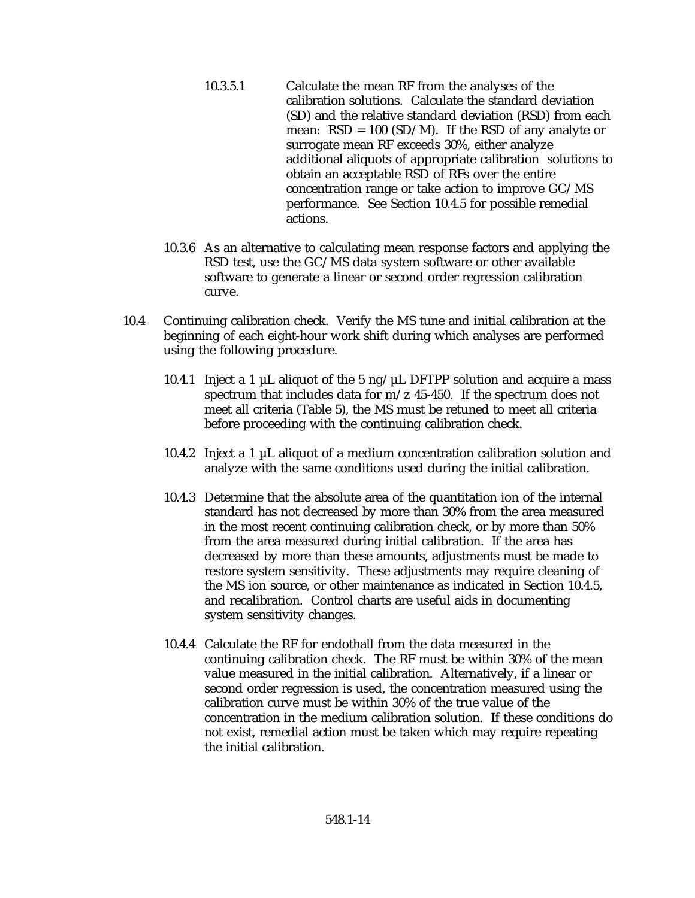10.3.5.1 Calculate the mean RF from the analyses of the calibration solutions. Calculate the standard deviation (SD) and the relative standard deviation (RSD) from each mean: $RSD = 100\ (SD/M)$. If the RSD of any analyte or surrogate mean RF exceeds 30%, either analyze additional aliquots of appropriate calibration solutions to obtain an acceptable RSD of RFs over the entire concentration range or take action to improve GC/MS performance. See Section 10.4.5 for possible remedial actions.

10.3.6 As an alternative to calculating mean response factors and applying the RSD test, use the GC/MS data system software or other available software to generate a linear or second order regression calibration curve.

10.4 Continuing calibration check. Verify the MS tune and initial calibration at the beginning of each eight-hour work shift during which analyses are performed using the following procedure.

10.4.1 Inject a 1 µL aliquot of the 5 ng/µL DFTPP solution and acquire a mass spectrum that includes data for m/z 45-450. If the spectrum does not meet all criteria (Table 5), the MS must be retuned to meet all criteria before proceeding with the continuing calibration check.

10.4.2 Inject a 1 µL aliquot of a medium concentration calibration solution and analyze with the same conditions used during the initial calibration.

10.4.3 Determine that the absolute area of the quantitation ion of the internal standard has not decreased by more than 30% from the area measured in the most recent continuing calibration check, or by more than 50% from the area measured during initial calibration. If the area has decreased by more than these amounts, adjustments must be made to restore system sensitivity. These adjustments may require cleaning of the MS ion source, or other maintenance as indicated in Section 10.4.5, and recalibration. Control charts are useful aids in documenting system sensitivity changes.

10.4.4 Calculate the RF for endothall from the data measured in the continuing calibration check. The RF must be within 30% of the mean value measured in the initial calibration. Alternatively, if a linear or second order regression is used, the concentration measured using the calibration curve must be within 30% of the true value of the concentration in the medium calibration solution. If these conditions do not exist, remedial action must be taken which may require repeating the initial calibration.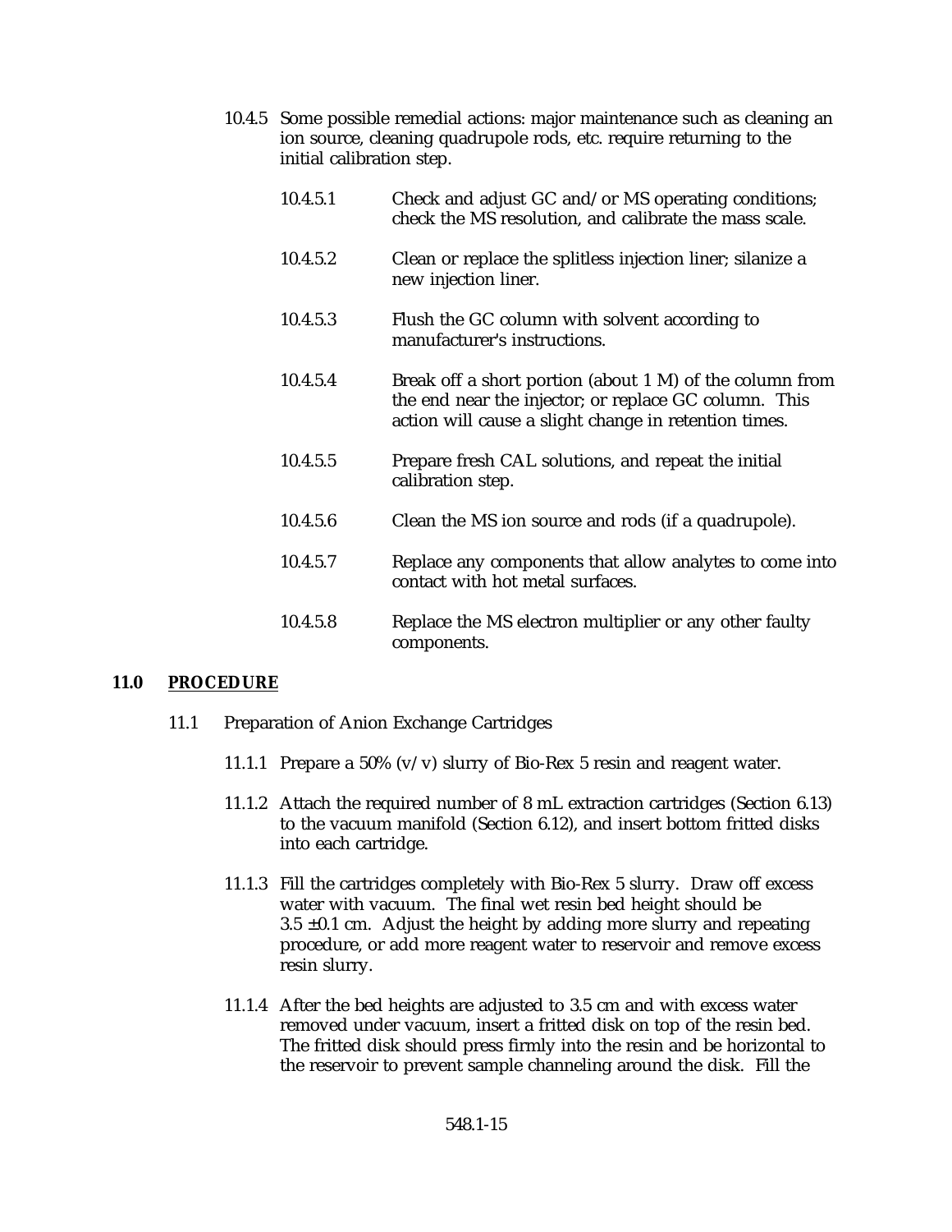10.4.5 Some possible remedial actions: major maintenance such as cleaning an ion source, cleaning quadrupole rods, etc. require returning to the initial calibration step.

10.4.5.1 Check and adjust GC and/or MS operating conditions; check the MS resolution, and calibrate the mass scale.

10.4.5.2 Clean or replace the splitless injection liner; silanize a new injection liner.

10.4.5.3 Flush the GC column with solvent according to manufacturer's instructions.

10.4.5.4 Break off a short portion (about 1 M) of the column from the end near the injector; or replace GC column. This action will cause a slight change in retention times.

10.4.5.5 Prepare fresh CAL solutions, and repeat the initial calibration step.

10.4.5.6 Clean the MS ion source and rods (if a quadrupole).

10.4.5.7 Replace any components that allow analytes to come into contact with hot metal surfaces.

10.4.5.8 Replace the MS electron multiplier or any other faulty components.

## 11.0 PROCEDURE

11.1 Preparation of Anion Exchange Cartridges

11.1.1 Prepare a 50% (v/v) slurry of Bio-Rex 5 resin and reagent water.

11.1.2 Attach the required number of 8 mL extraction cartridges (Section 6.13) to the vacuum manifold (Section 6.12), and insert bottom fritted disks into each cartridge.

11.1.3 Fill the cartridges completely with Bio-Rex 5 slurry. Draw off excess water with vacuum. The final wet resin bed height should be 3.5 ±0.1 cm. Adjust the height by adding more slurry and repeating procedure, or add more reagent water to reservoir and remove excess resin slurry.

11.1.4 After the bed heights are adjusted to 3.5 cm and with excess water removed under vacuum, insert a fritted disk on top of the resin bed. The fritted disk should press firmly into the resin and be horizontal to the reservoir to prevent sample channeling around the disk. Fill the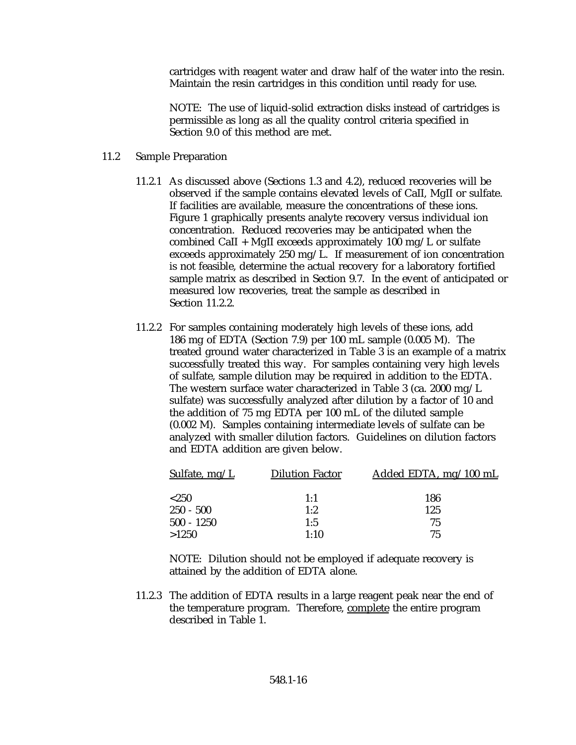cartridges with reagent water and draw half of the water into the resin. Maintain the resin cartridges in this condition until ready for use.

NOTE: The use of liquid-solid extraction disks instead of cartridges is permissible as long as all the quality control criteria specified in Section 9.0 of this method are met.

## 11.2 Sample Preparation

11.2.1 As discussed above (Sections 1.3 and 4.2), reduced recoveries will be observed if the sample contains elevated levels of CaII, MgII or sulfate. If facilities are available, measure the concentrations of these ions. Figure 1 graphically presents analyte recovery versus individual ion concentration. Reduced recoveries may be anticipated when the combined CaII + MgII exceeds approximately 100 mg/L or sulfate exceeds approximately 250 mg/L. If measurement of ion concentration is not feasible, determine the actual recovery for a laboratory fortified sample matrix as described in Section 9.7. In the event of anticipated or measured low recoveries, treat the sample as described in Section 11.2.2.

11.2.2 For samples containing moderately high levels of these ions, add 186 mg of EDTA (Section 7.9) per 100 mL sample (0.005 M). The treated ground water characterized in Table 3 is an example of a matrix successfully treated this way. For samples containing very high levels of sulfate, sample dilution may be required in addition to the EDTA. The western surface water characterized in Table 3 (ca. 2000 mg/L sulfate) was successfully analyzed after dilution by a factor of 10 and the addition of 75 mg EDTA per 100 mL of the diluted sample (0.002 M). Samples containing intermediate levels of sulfate can be analyzed with smaller dilution factors. Guidelines on dilution factors and EDTA addition are given below.

| Sulfate, mg/L | Dilution Factor | Added EDTA, mg/100 mL |
|---|---|---|
| <250 | 1:1 | 186 |
| 250 - 500 | 1:2 | 125 |
| 500 - 1250 | 1:5 | 75 |
| >1250 | 1:10 | 75 |

NOTE: Dilution should not be employed if adequate recovery is attained by the addition of EDTA alone.

11.2.3 The addition of EDTA results in a large reagent peak near the end of the temperature program. Therefore, complete the entire program described in Table 1.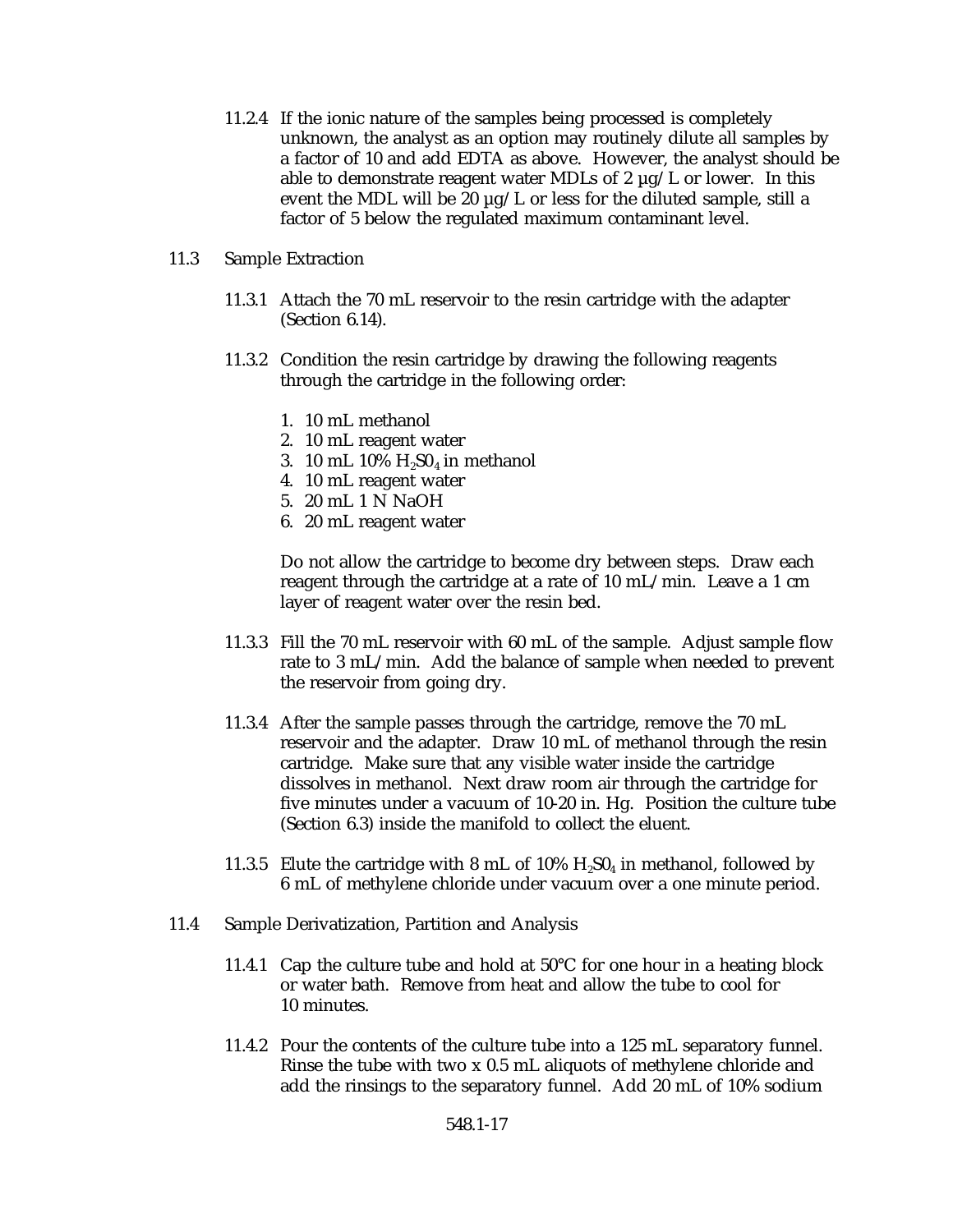11.2.4 If the ionic nature of the samples being processed is completely unknown, the analyst as an option may routinely dilute all samples by a factor of 10 and add EDTA as above. However, the analyst should be able to demonstrate reagent water MDLs of 2 µg/L or lower. In this event the MDL will be 20 µg/L or less for the diluted sample, still a factor of 5 below the regulated maximum contaminant level.

11.3 Sample Extraction

11.3.1 Attach the 70 mL reservoir to the resin cartridge with the adapter (Section 6.14).

11.3.2 Condition the resin cartridge by drawing the following reagents through the cartridge in the following order:

1. 10 mL methanol
2. 10 mL reagent water
3. 10 mL 10% $H_2S0_4$ in methanol
4. 10 mL reagent water
5. 20 mL 1 N NaOH
6. 20 mL reagent water

Do not allow the cartridge to become dry between steps. Draw each reagent through the cartridge at a rate of 10 mL/min. Leave a 1 cm layer of reagent water over the resin bed.

11.3.3 Fill the 70 mL reservoir with 60 mL of the sample. Adjust sample flow rate to 3 mL/min. Add the balance of sample when needed to prevent the reservoir from going dry.

11.3.4 After the sample passes through the cartridge, remove the 70 mL reservoir and the adapter. Draw 10 mL of methanol through the resin cartridge. Make sure that any visible water inside the cartridge dissolves in methanol. Next draw room air through the cartridge for five minutes under a vacuum of 10-20 in. Hg. Position the culture tube (Section 6.3) inside the manifold to collect the eluent.

11.3.5 Elute the cartridge with 8 mL of 10% $H_2S0_4$ in methanol, followed by 6 mL of methylene chloride under vacuum over a one minute period.

11.4 Sample Derivatization, Partition and Analysis

11.4.1 Cap the culture tube and hold at 50°C for one hour in a heating block or water bath. Remove from heat and allow the tube to cool for 10 minutes.

11.4.2 Pour the contents of the culture tube into a 125 mL separatory funnel. Rinse the tube with two x 0.5 mL aliquots of methylene chloride and add the rinsings to the separatory funnel. Add 20 mL of 10% sodium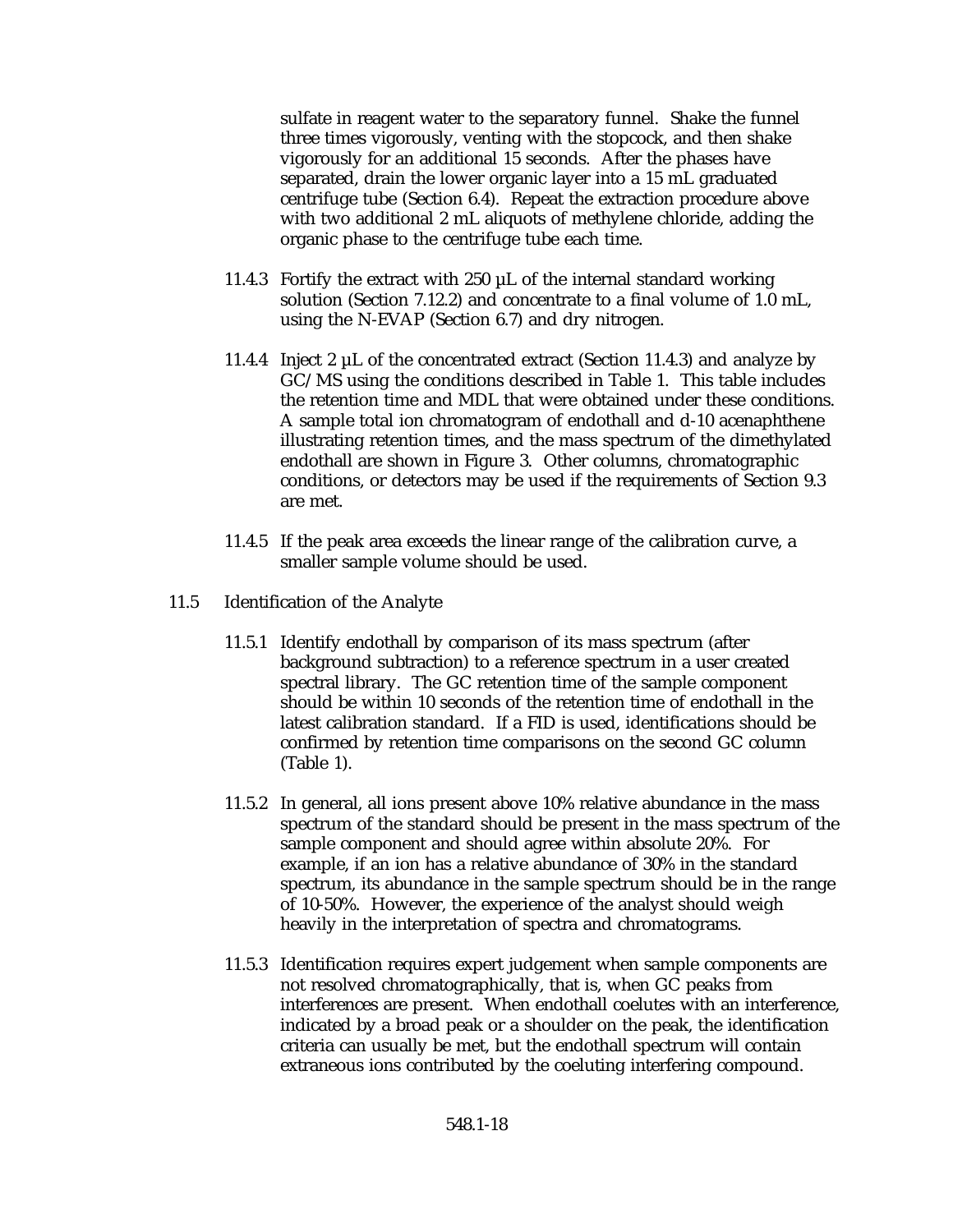sulfate in reagent water to the separatory funnel. Shake the funnel three times vigorously, venting with the stopcock, and then shake vigorously for an additional 15 seconds. After the phases have separated, drain the lower organic layer into a 15 mL graduated centrifuge tube (Section 6.4). Repeat the extraction procedure above with two additional 2 mL aliquots of methylene chloride, adding the organic phase to the centrifuge tube each time.

11.4.3 Fortify the extract with 250 µL of the internal standard working solution (Section 7.12.2) and concentrate to a final volume of 1.0 mL, using the N-EVAP (Section 6.7) and dry nitrogen.

11.4.4 Inject 2 µL of the concentrated extract (Section 11.4.3) and analyze by GC/MS using the conditions described in Table 1. This table includes the retention time and MDL that were obtained under these conditions. A sample total ion chromatogram of endothall and d-10 acenaphthene illustrating retention times, and the mass spectrum of the dimethylated endothall are shown in Figure 3. Other columns, chromatographic conditions, or detectors may be used if the requirements of Section 9.3 are met.

11.4.5 If the peak area exceeds the linear range of the calibration curve, a smaller sample volume should be used.

11.5 Identification of the Analyte

11.5.1 Identify endothall by comparison of its mass spectrum (after background subtraction) to a reference spectrum in a user created spectral library. The GC retention time of the sample component should be within 10 seconds of the retention time of endothall in the latest calibration standard. If a FID is used, identifications should be confirmed by retention time comparisons on the second GC column (Table 1).

11.5.2 In general, all ions present above 10% relative abundance in the mass spectrum of the standard should be present in the mass spectrum of the sample component and should agree within absolute 20%. For example, if an ion has a relative abundance of 30% in the standard spectrum, its abundance in the sample spectrum should be in the range of 10-50%. However, the experience of the analyst should weigh heavily in the interpretation of spectra and chromatograms.

11.5.3 Identification requires expert judgement when sample components are not resolved chromatographically, that is, when GC peaks from interferences are present. When endothall coelutes with an interference, indicated by a broad peak or a shoulder on the peak, the identification criteria can usually be met, but the endothall spectrum will contain extraneous ions contributed by the coeluting interfering compound.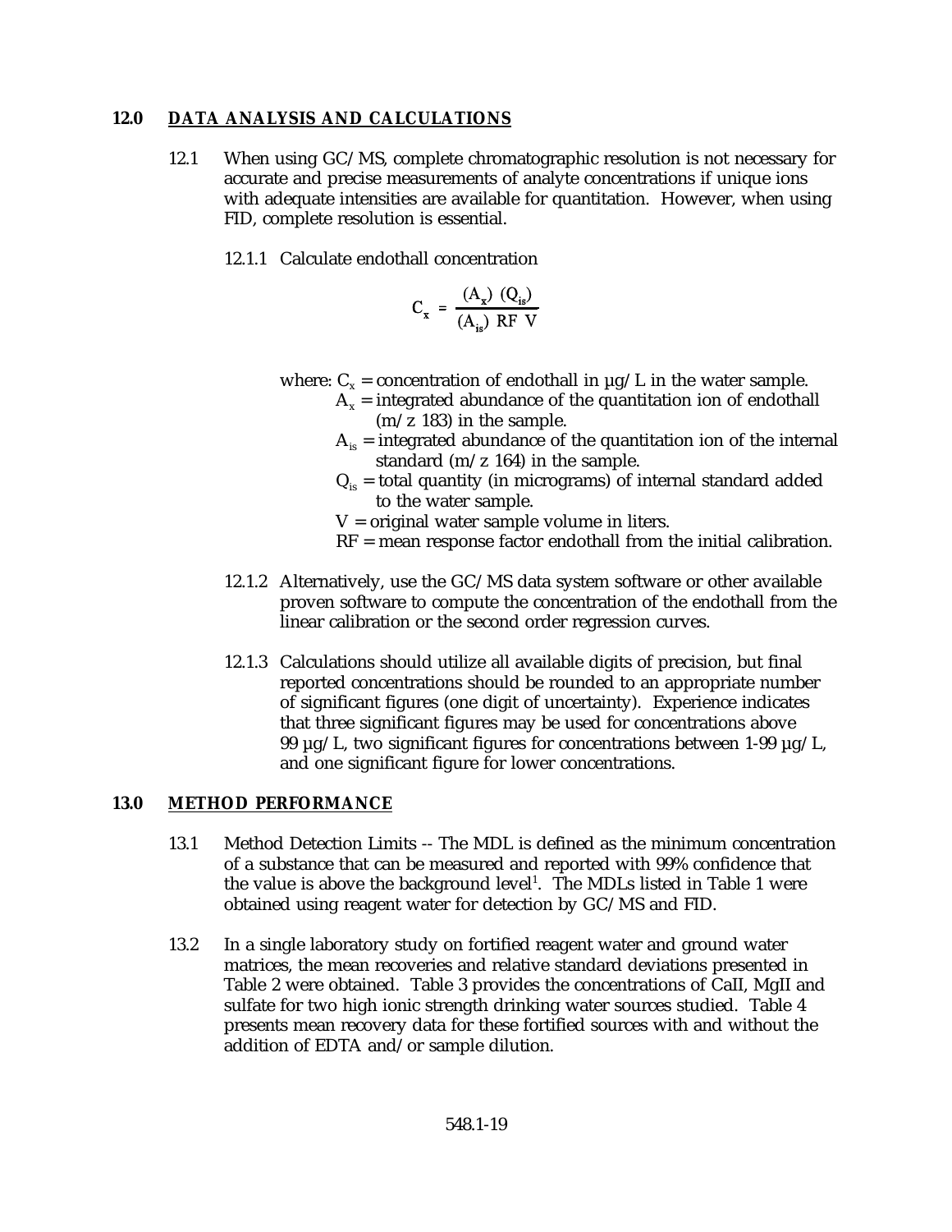## 12.0 DATA ANALYSIS AND CALCULATIONS

12.1 When using GC/MS, complete chromatographic resolution is not necessary for accurate and precise measurements of analyte concentrations if unique ions with adequate intensities are available for quantitation. However, when using FID, complete resolution is essential.

12.1.1 Calculate endothall concentration

$$C_x = \frac{(A_x)\ (Q_{is})}{(A_{is})\ RF\ V}$$

where: $C_x$ = concentration of endothall in µg/L in the water sample.

$A_x$ = integrated abundance of the quantitation ion of endothall (m/z 183) in the sample.

$A_{is}$ = integrated abundance of the quantitation ion of the internal standard (m/z 164) in the sample.

$Q_{is}$ = total quantity (in micrograms) of internal standard added to the water sample.

V = original water sample volume in liters.

RF = mean response factor endothall from the initial calibration.

12.1.2 Alternatively, use the GC/MS data system software or other available proven software to compute the concentration of the endothall from the linear calibration or the second order regression curves.

12.1.3 Calculations should utilize all available digits of precision, but final reported concentrations should be rounded to an appropriate number of significant figures (one digit of uncertainty). Experience indicates that three significant figures may be used for concentrations above 99 µg/L, two significant figures for concentrations between 1-99 µg/L, and one significant figure for lower concentrations.

## 13.0 METHOD PERFORMANCE

13.1 Method Detection Limits -- The MDL is defined as the minimum concentration of a substance that can be measured and reported with 99% confidence that the value is above the background level[1]. The MDLs listed in Table 1 were obtained using reagent water for detection by GC/MS and FID.

13.2 In a single laboratory study on fortified reagent water and ground water matrices, the mean recoveries and relative standard deviations presented in Table 2 were obtained. Table 3 provides the concentrations of CaII, MgII and sulfate for two high ionic strength drinking water sources studied. Table 4 presents mean recovery data for these fortified sources with and without the addition of EDTA and/or sample dilution.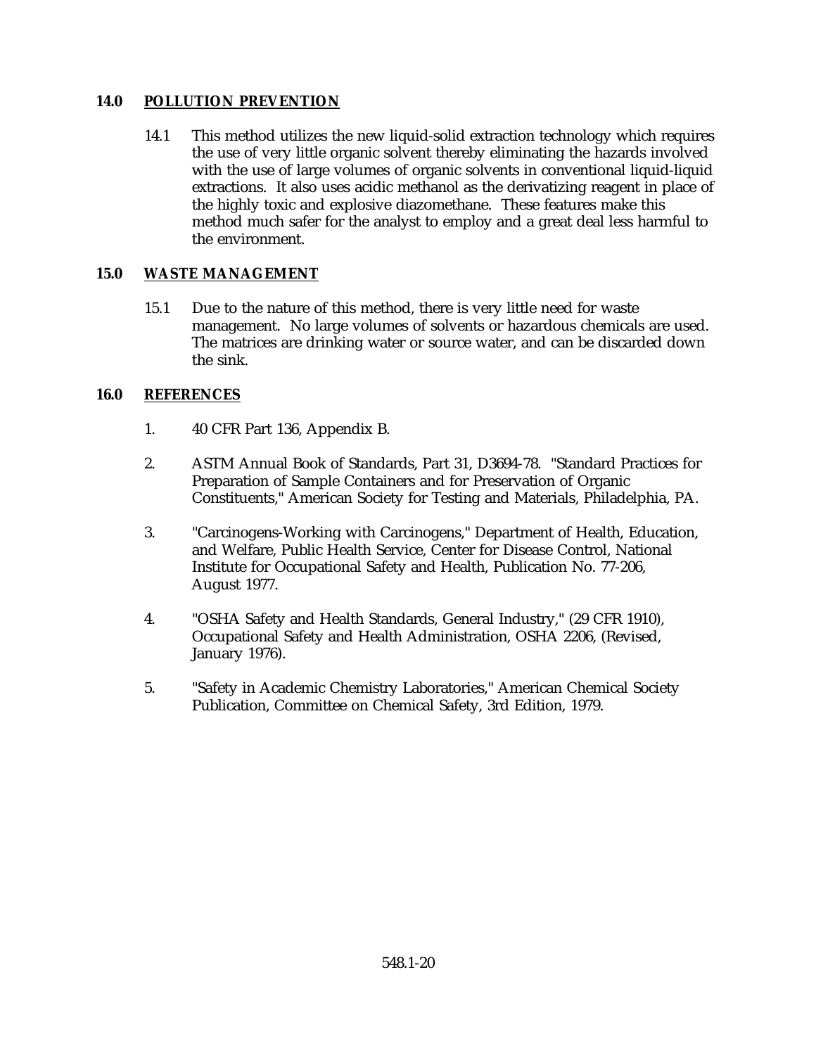## 14.0 POLLUTION PREVENTION

14.1 This method utilizes the new liquid-solid extraction technology which requires the use of very little organic solvent thereby eliminating the hazards involved with the use of large volumes of organic solvents in conventional liquid-liquid extractions. It also uses acidic methanol as the derivatizing reagent in place of the highly toxic and explosive diazomethane. These features make this method much safer for the analyst to employ and a great deal less harmful to the environment.

## 15.0 WASTE MANAGEMENT

15.1 Due to the nature of this method, there is very little need for waste management. No large volumes of solvents or hazardous chemicals are used. The matrices are drinking water or source water, and can be discarded down the sink.

## 16.0 REFERENCES

1. 40 CFR Part 136, Appendix B.
2. ASTM Annual Book of Standards, Part 31, D3694-78. "Standard Practices for Preparation of Sample Containers and for Preservation of Organic Constituents," American Society for Testing and Materials, Philadelphia, PA.
3. "Carcinogens-Working with Carcinogens," Department of Health, Education, and Welfare, Public Health Service, Center for Disease Control, National Institute for Occupational Safety and Health, Publication No. 77-206, August 1977.
4. "OSHA Safety and Health Standards, General Industry," (29 CFR 1910), Occupational Safety and Health Administration, OSHA 2206, (Revised, January 1976).
5. "Safety in Academic Chemistry Laboratories," American Chemical Society Publication, Committee on Chemical Safety, 3rd Edition, 1979.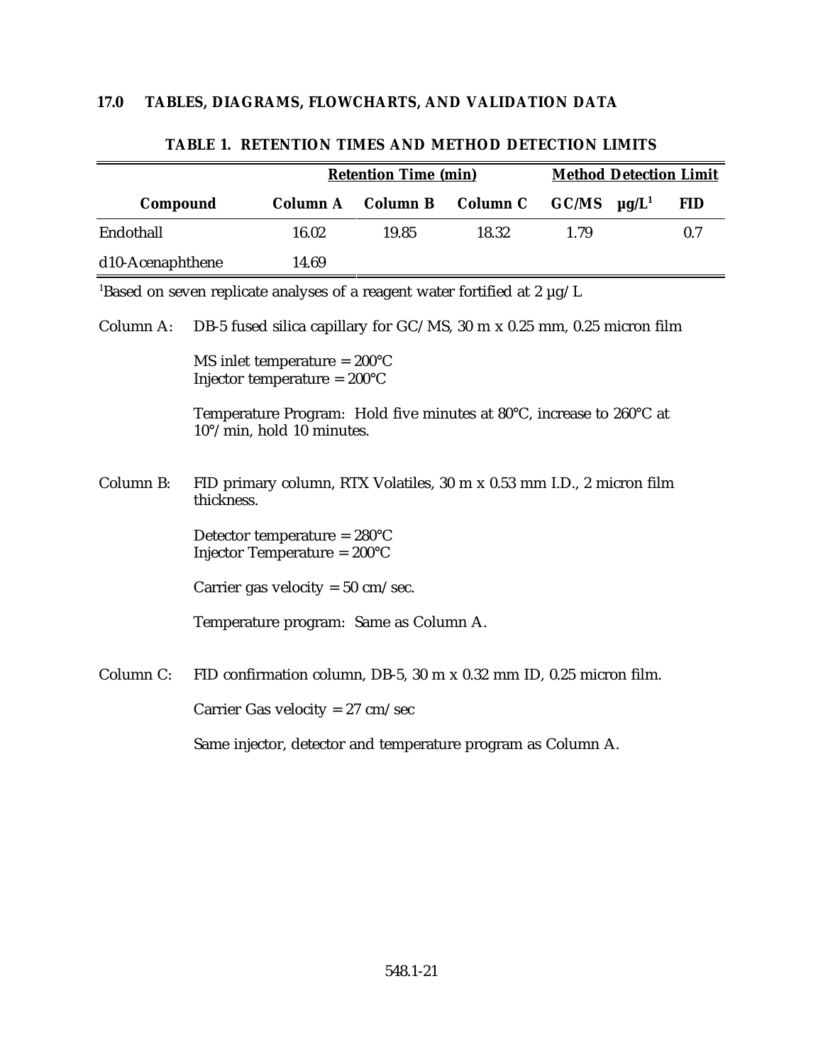## 17.0 TABLES, DIAGRAMS, FLOWCHARTS, AND VALIDATION DATA

**TABLE 1. RETENTION TIMES AND METHOD DETECTION LIMITS**

| | Retention Time (min) | | | Method Detection Limit | |
|---|---|---|---|---|---|
| **Compound** | **Column A** | **Column B** | **Column C** | **GC/MS µg/L[1]** | **FID** |
| Endothall | 16.02 | 19.85 | 18.32 | 1.79 | 0.7 |
| d10-Acenaphthene | 14.69 | | | | |

[1]Based on seven replicate analyses of a reagent water fortified at 2 µg/L

Column A: DB-5 fused silica capillary for GC/MS, 30 m x 0.25 mm, 0.25 micron film

MS inlet temperature = 200°C
Injector temperature = 200°C

Temperature Program: Hold five minutes at 80°C, increase to 260°C at 10°/min, hold 10 minutes.

Column B: FID primary column, RTX Volatiles, 30 m x 0.53 mm I.D., 2 micron film thickness.

Detector temperature = 280°C
Injector Temperature = 200°C

Carrier gas velocity = 50 cm/sec.

Temperature program: Same as Column A.

Column C: FID confirmation column, DB-5, 30 m x 0.32 mm ID, 0.25 micron film.

Carrier Gas velocity = 27 cm/sec

Same injector, detector and temperature program as Column A.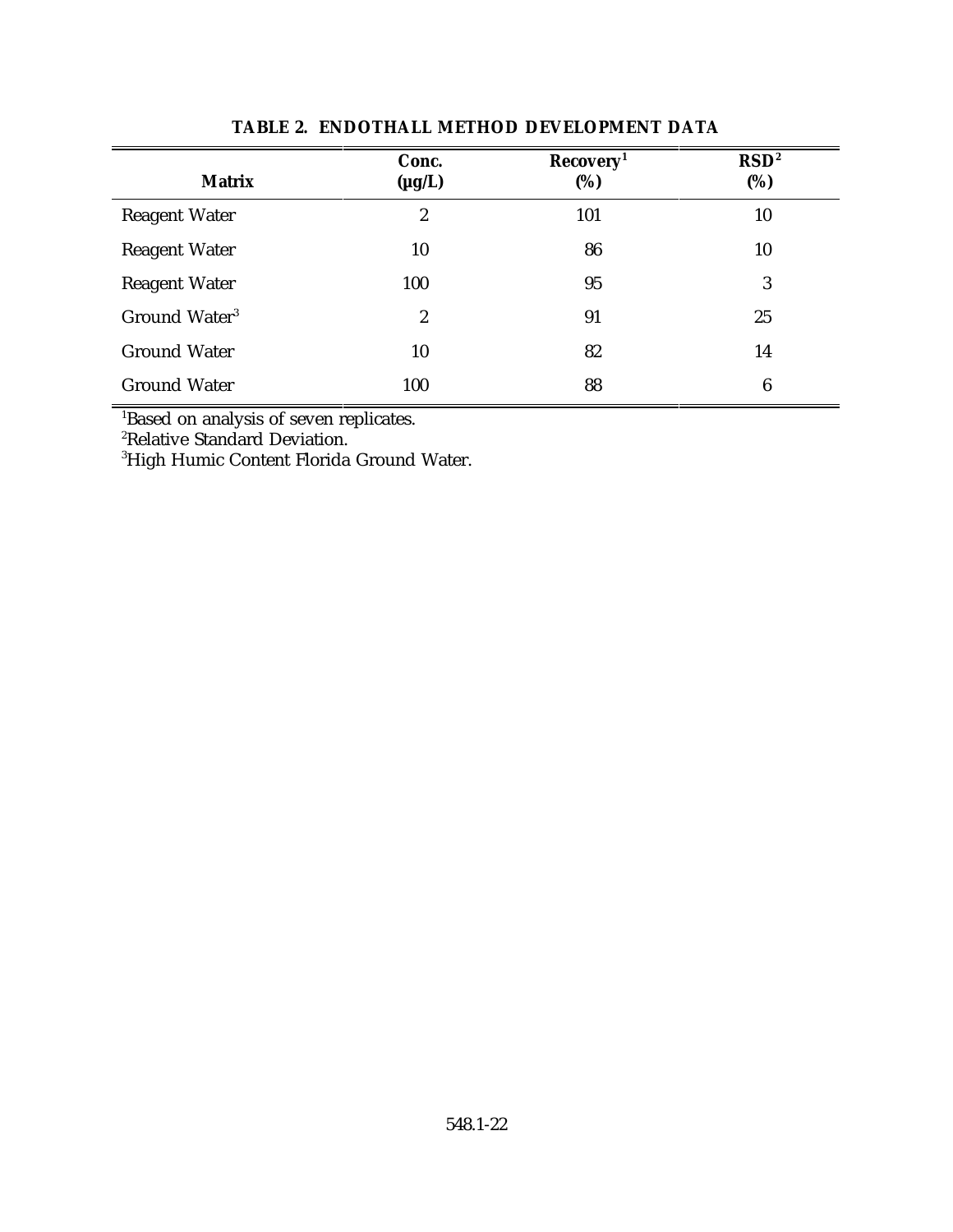## TABLE 2. ENDOTHALL METHOD DEVELOPMENT DATA

| Matrix | Conc. (µg/L) | Recovery[1] (%) | RSD[2] (%) |
|---|---|---|---|
| Reagent Water | 2 | 101 | 10 |
| Reagent Water | 10 | 86 | 10 |
| Reagent Water | 100 | 95 | 3 |
| Ground Water[3] | 2 | 91 | 25 |
| Ground Water | 10 | 82 | 14 |
| Ground Water | 100 | 88 | 6 |

[1]Based on analysis of seven replicates.
[2]Relative Standard Deviation.
[3]High Humic Content Florida Ground Water.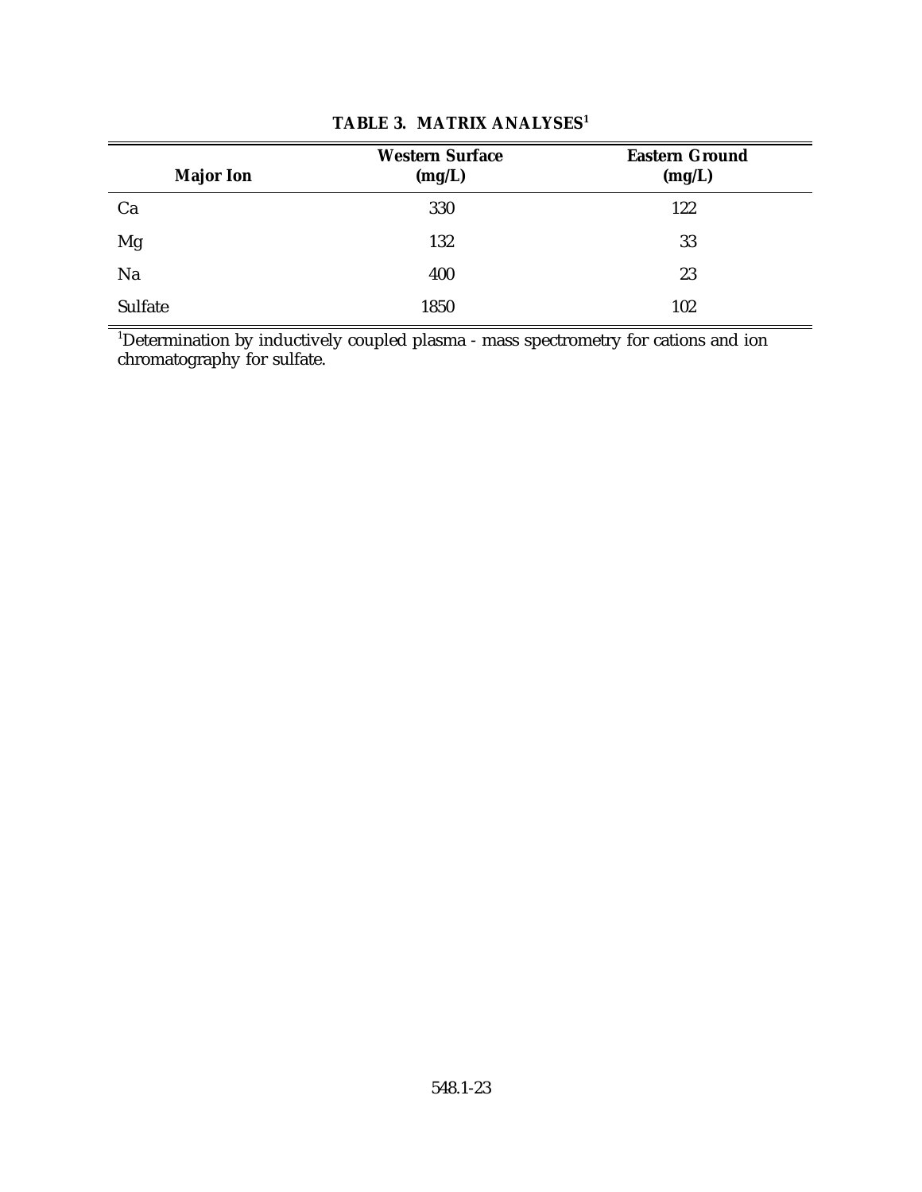**TABLE 3. MATRIX ANALYSES[1]**

| Major Ion | Western Surface (mg/L) | Eastern Ground (mg/L) |
|---|---|---|
| Ca | 330 | 122 |
| Mg | 132 | 33 |
| Na | 400 | 23 |
| Sulfate | 1850 | 102 |

[1]Determination by inductively coupled plasma - mass spectrometry for cations and ion chromatography for sulfate.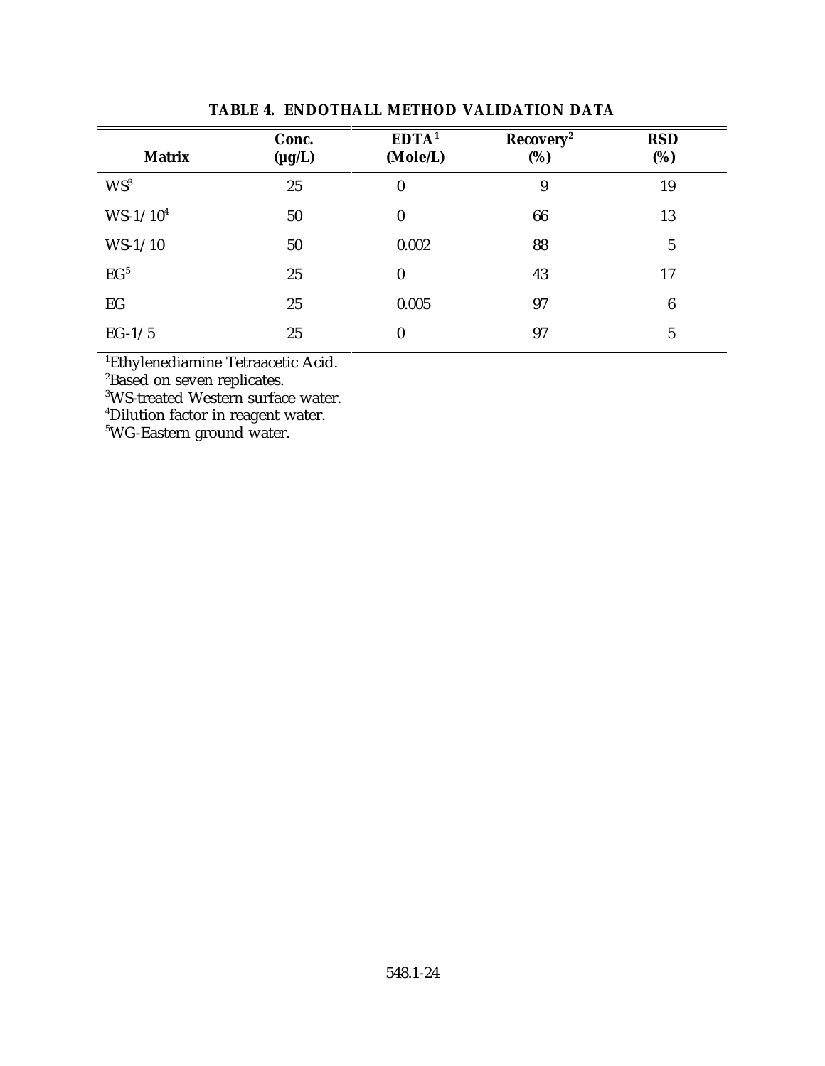**TABLE 4. ENDOTHALL METHOD VALIDATION DATA**

| Matrix | Conc. (µg/L) | EDTA[1] (Mole/L) | Recovery[2] (%) | RSD (%) |
|---|---|---|---|---|
| WS[3] | 25 | 0 | 9 | 19 |
| WS-1/10[4] | 50 | 0 | 66 | 13 |
| WS-1/10 | 50 | 0.002 | 88 | 5 |
| EG[5] | 25 | 0 | 43 | 17 |
| EG | 25 | 0.005 | 97 | 6 |
| EG-1/5 | 25 | 0 | 97 | 5 |

[1]Ethylenediamine Tetraacetic Acid.
[2]Based on seven replicates.
[3]WS-treated Western surface water.
[4]Dilution factor in reagent water.
[5]WG-Eastern ground water.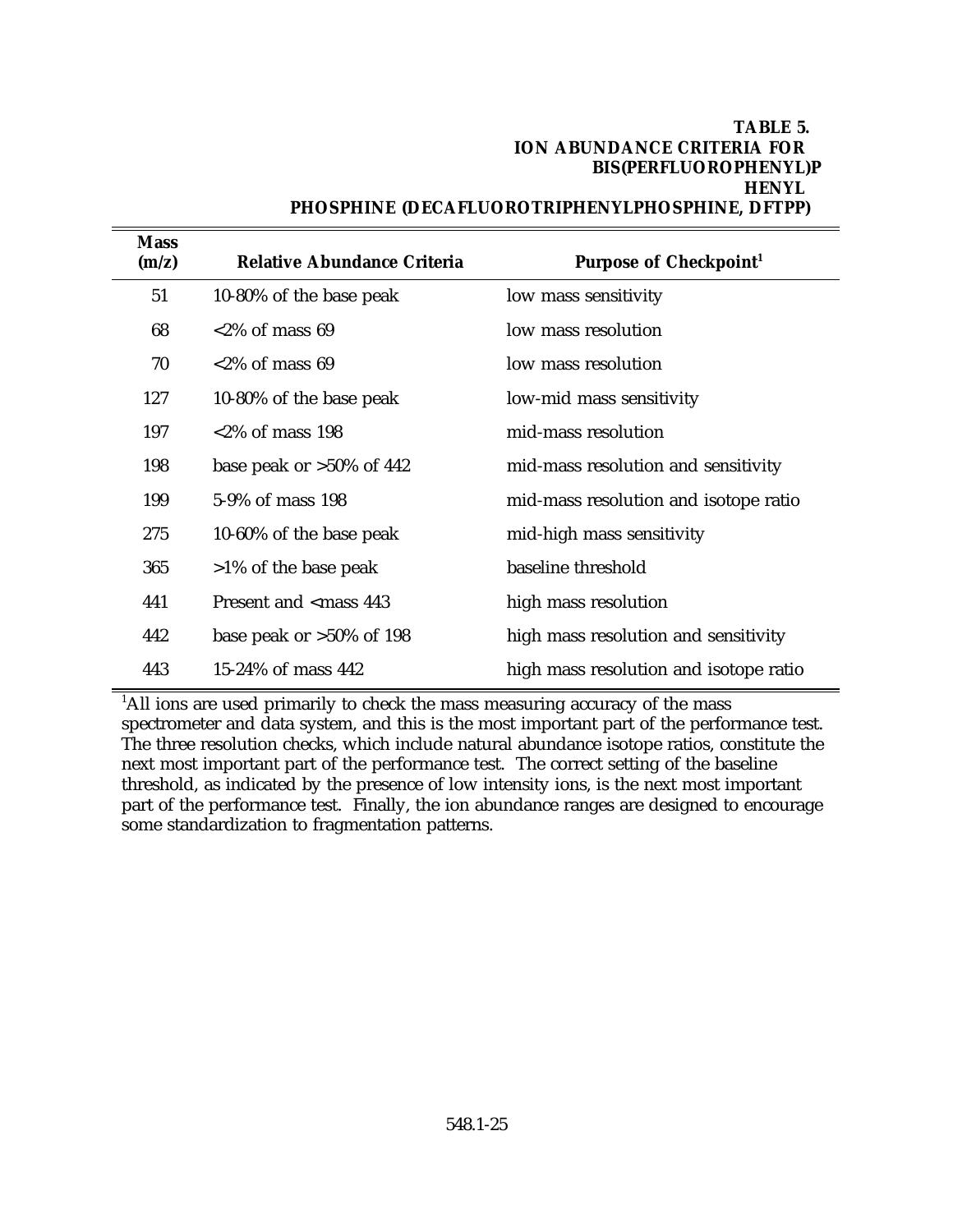**TABLE 5.**
**ION ABUNDANCE CRITERIA FOR BIS(PERFLUOROPHENYL)PHENYL PHOSPHINE (DECAFLUOROTRIPHENYLPHOSPHINE, DFTPP)**

| Mass (m/z) | Relative Abundance Criteria | Purpose of Checkpoint[1] |
|---|---|---|
| 51 | 10-80% of the base peak | low mass sensitivity |
| 68 | <2% of mass 69 | low mass resolution |
| 70 | <2% of mass 69 | low mass resolution |
| 127 | 10-80% of the base peak | low-mid mass sensitivity |
| 197 | <2% of mass 198 | mid-mass resolution |
| 198 | base peak or >50% of 442 | mid-mass resolution and sensitivity |
| 199 | 5-9% of mass 198 | mid-mass resolution and isotope ratio |
| 275 | 10-60% of the base peak | mid-high mass sensitivity |
| 365 | >1% of the base peak | baseline threshold |
| 441 | Present and <mass 443 | high mass resolution |
| 442 | base peak or >50% of 198 | high mass resolution and sensitivity |
| 443 | 15-24% of mass 442 | high mass resolution and isotope ratio |

[1]All ions are used primarily to check the mass measuring accuracy of the mass spectrometer and data system, and this is the most important part of the performance test. The three resolution checks, which include natural abundance isotope ratios, constitute the next most important part of the performance test. The correct setting of the baseline threshold, as indicated by the presence of low intensity ions, is the next most important part of the performance test. Finally, the ion abundance ranges are designed to encourage some standardization to fragmentation patterns.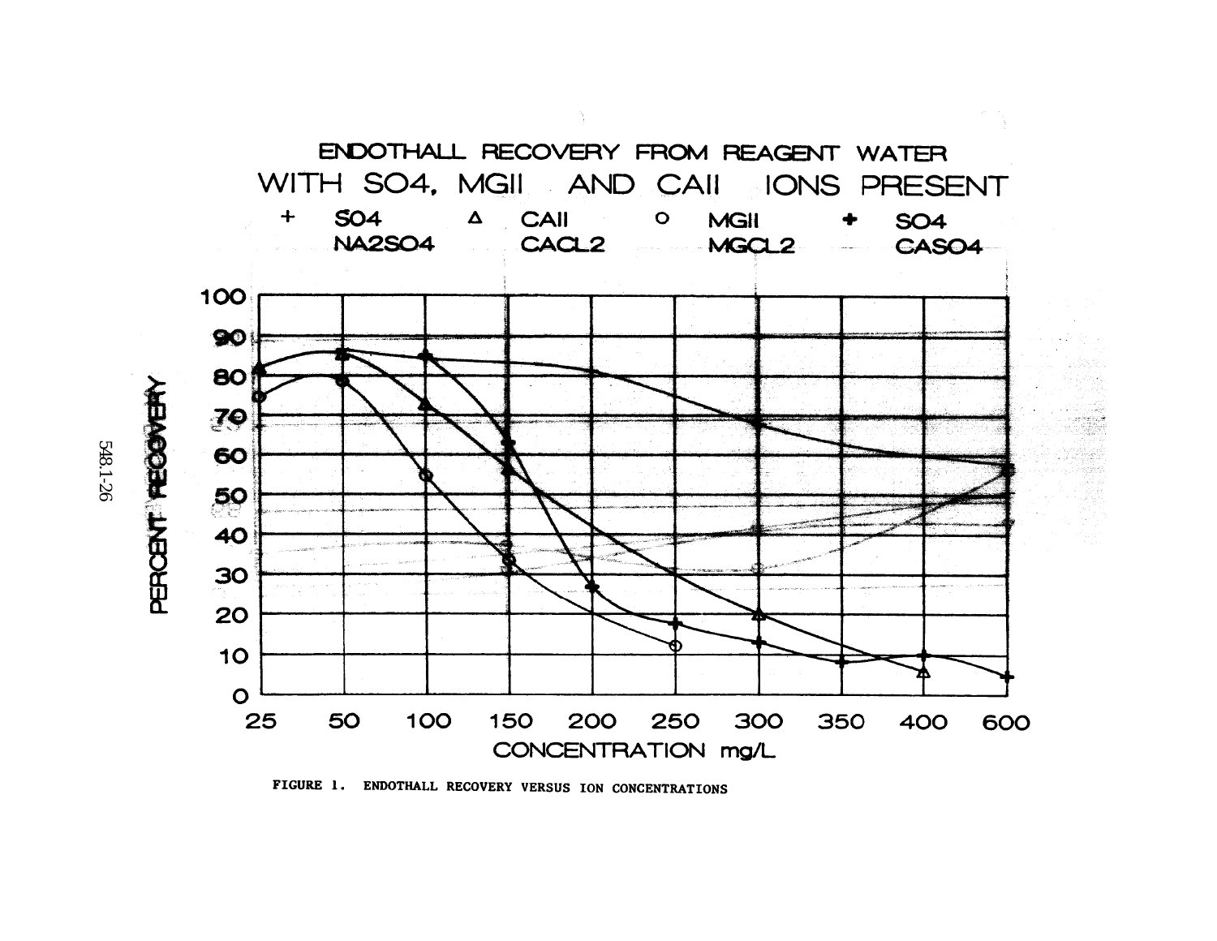ENDOTHALL RECOVERY FROM REAGENT WATER WITH SO4, MGII AND CAII IONS PRESENT

FIGURE 1. ENDOTHALL RECOVERY VERSUS ION CONCENTRATIONS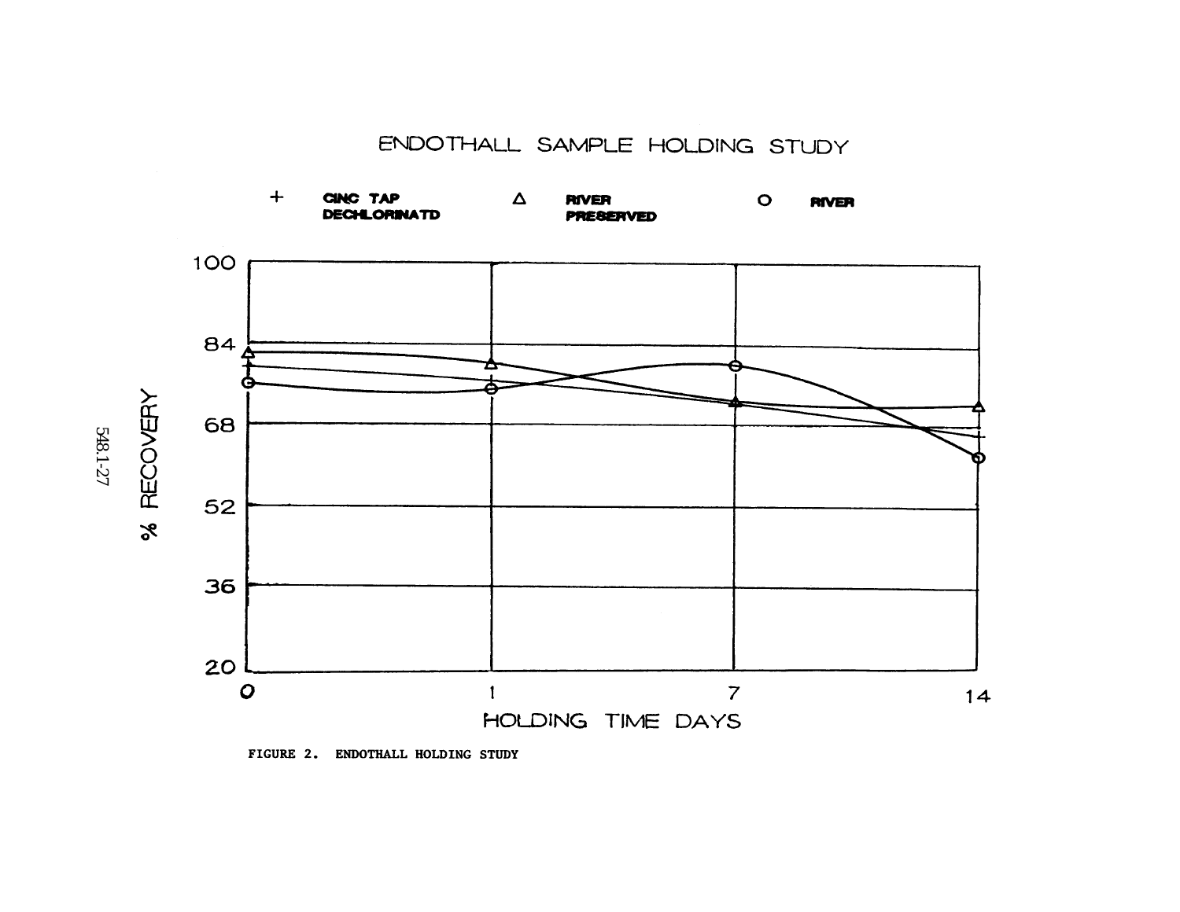ENDOTHALL SAMPLE HOLDING STUDY

+ CINC TAP DECHLORINATD    Δ RIVER PRESERVED    O RIVER

% RECOVERY: 100, 84, 68, 52, 36, 20

HOLDING TIME DAYS: 0, 1, 7, 14

FIGURE 2. ENDOTHALL HOLDING STUDY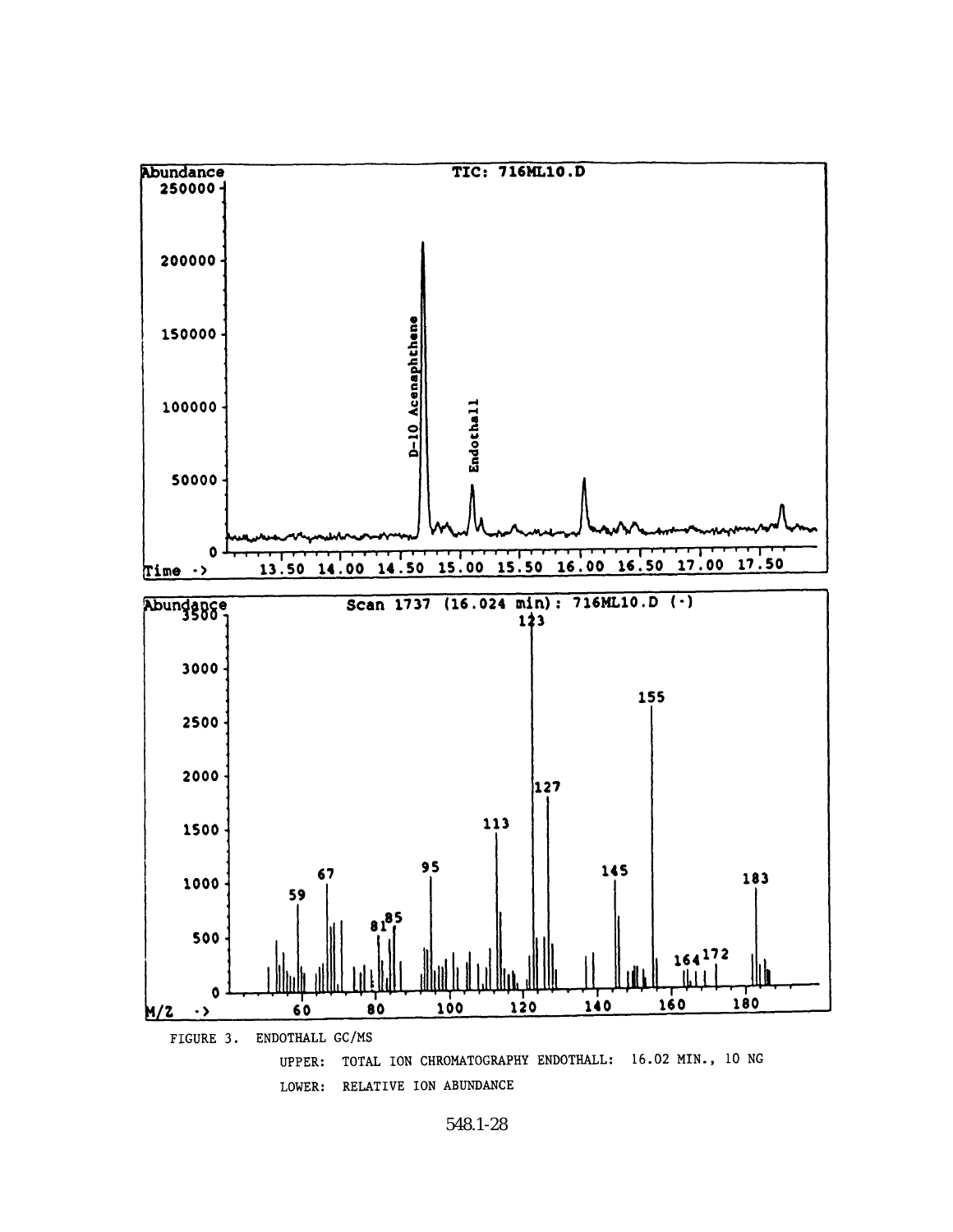Abundance

TIC: 716ML10.D

250000

200000

150000

100000

50000

0

D-10 Acenaphthene

Endothall

Time ->

13.50 14.00 14.50 15.00 15.50 16.00 16.50 17.00 17.50

Abundance

Scan 1737 (16.024 min): 716ML10.D (-)

3500

3000

2500

2000

1500

1000

500

0

59 67 81 85 95 113 123 127 145 155 164 172 183

M/Z ->

60 80 100 120 140 160 180

FIGURE 3. ENDOTHALL GC/MS

UPPER: TOTAL ION CHROMATOGRAPHY ENDOTHALL: 16.02 MIN., 10 NG

LOWER: RELATIVE ION ABUNDANCE